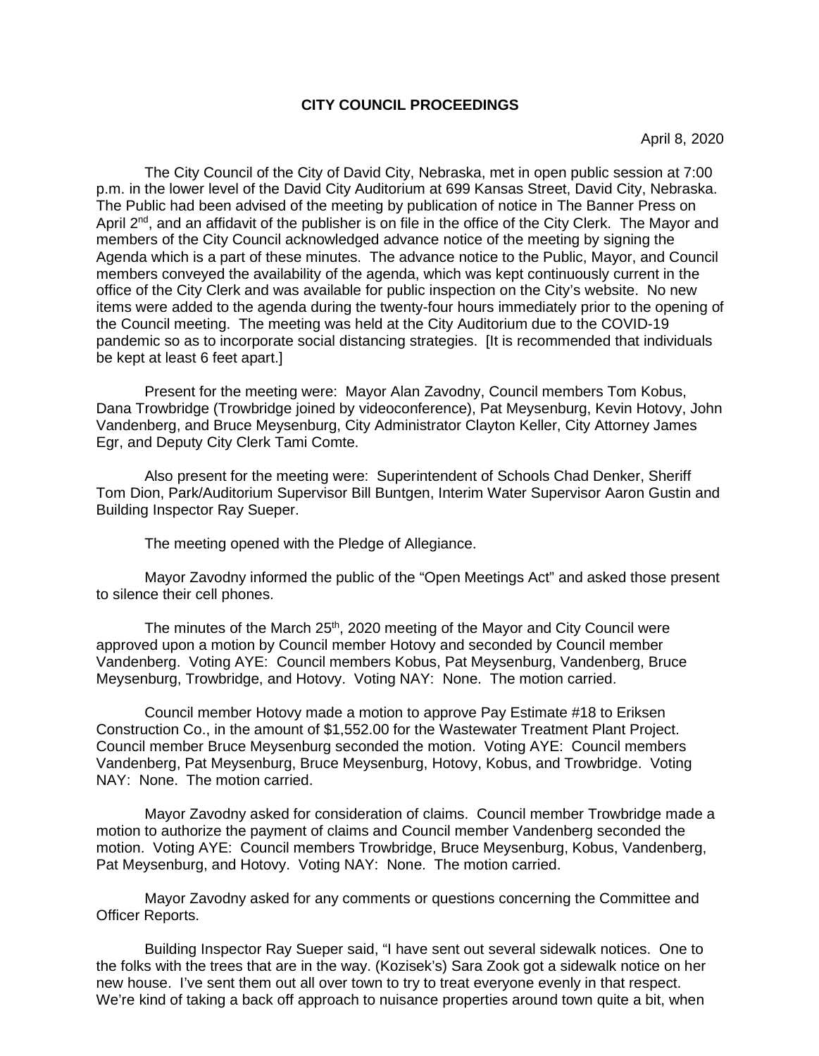# CITY COUNCIL PROCEEDINGS

April 8, 2020

The City Council of the City of David City, Nebraska, met in open public session at 7:00 p.m. in the lower level of the David City Auditorium at 699 Kansas Street, David City, Nebraska. The Public had been advised of the meeting by publication of notice in The Banner Press on April 2nd, and an affidavit of the publisher is on file in the office of the City Clerk. The Mayor and members of the City Council acknowledged advance notice of the meeting by signing the Agenda which is a part of these minutes. The advance notice to the Public, Mayor, and Council members conveyed the availability of the agenda, which was kept continuously current in the office of the City Clerk and was available for public inspection on the City's website. No new items were added to the agenda during the twenty-four hours immediately prior to the opening of the Council meeting. The meeting was held at the City Auditorium due to the COVID-19 pandemic so as to incorporate social distancing strategies. [It is recommended that individuals be kept at least 6 feet apart.]

Present for the meeting were: Mayor Alan Zavodny, Council members Tom Kobus, Dana Trowbridge (Trowbridge joined by videoconference), Pat Meysenburg, Kevin Hotovy, John Vandenberg, and Bruce Meysenburg, City Administrator Clayton Keller, City Attorney James Egr, and Deputy City Clerk Tami Comte.

Also present for the meeting were: Superintendent of Schools Chad Denker, Sheriff Tom Dion, Park/Auditorium Supervisor Bill Buntgen, Interim Water Supervisor Aaron Gustin and Building Inspector Ray Sueper.

The meeting opened with the Pledge of Allegiance.

Mayor Zavodny informed the public of the "Open Meetings Act" and asked those present to silence their cell phones.

The minutes of the March 25th, 2020 meeting of the Mayor and City Council were approved upon a motion by Council member Hotovy and seconded by Council member Vandenberg. Voting AYE: Council members Kobus, Pat Meysenburg, Vandenberg, Bruce Meysenburg, Trowbridge, and Hotovy. Voting NAY: None. The motion carried.

Council member Hotovy made a motion to approve Pay Estimate #18 to Eriksen Construction Co., in the amount of $1,552.00 for the Wastewater Treatment Plant Project. Council member Bruce Meysenburg seconded the motion. Voting AYE: Council members Vandenberg, Pat Meysenburg, Bruce Meysenburg, Hotovy, Kobus, and Trowbridge. Voting NAY: None. The motion carried.

Mayor Zavodny asked for consideration of claims. Council member Trowbridge made a motion to authorize the payment of claims and Council member Vandenberg seconded the motion. Voting AYE: Council members Trowbridge, Bruce Meysenburg, Kobus, Vandenberg, Pat Meysenburg, and Hotovy. Voting NAY: None. The motion carried.

Mayor Zavodny asked for any comments or questions concerning the Committee and Officer Reports.

Building Inspector Ray Sueper said, "I have sent out several sidewalk notices. One to the folks with the trees that are in the way. (Kozisek's) Sara Zook got a sidewalk notice on her new house. I've sent them out all over town to try to treat everyone evenly in that respect. We're kind of taking a back off approach to nuisance properties around town quite a bit, when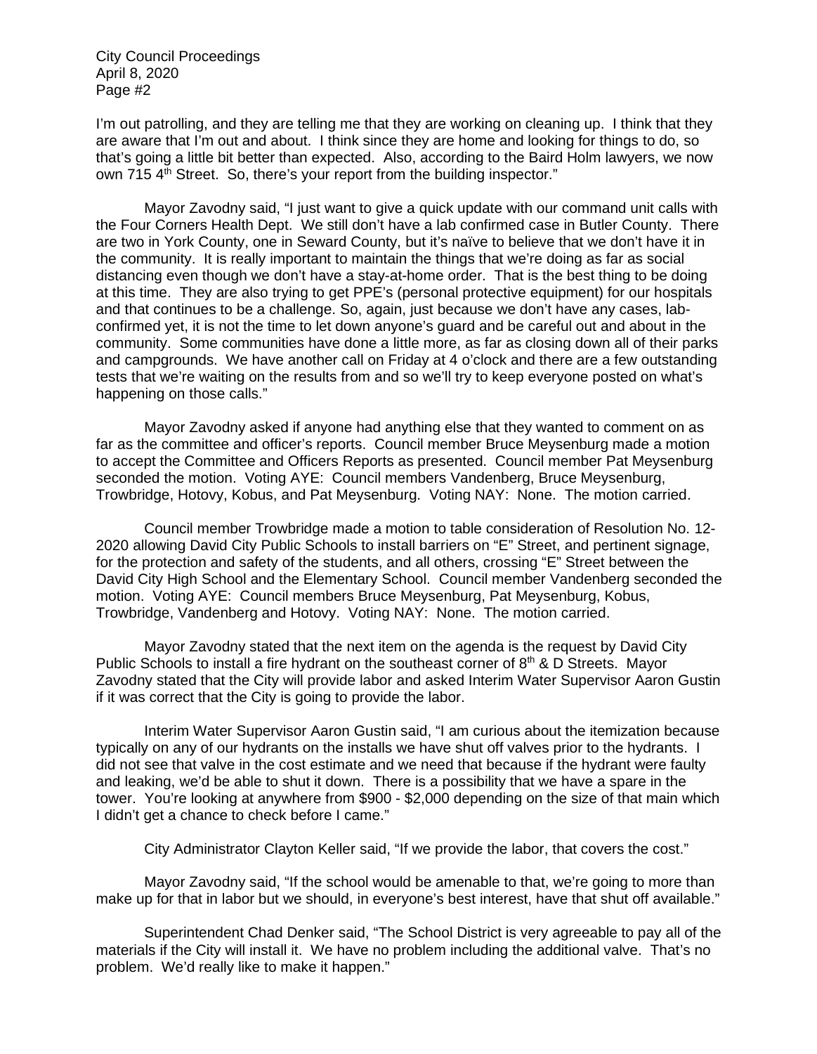I'm out patrolling, and they are telling me that they are working on cleaning up. I think that they are aware that I'm out and about. I think since they are home and looking for things to do, so that's going a little bit better than expected. Also, according to the Baird Holm lawyers, we now own 715 4th Street. So, there's your report from the building inspector."

Mayor Zavodny said, "I just want to give a quick update with our command unit calls with the Four Corners Health Dept. We still don't have a lab confirmed case in Butler County. There are two in York County, one in Seward County, but it's naïve to believe that we don't have it in the community. It is really important to maintain the things that we're doing as far as social distancing even though we don't have a stay-at-home order. That is the best thing to be doing at this time. They are also trying to get PPE's (personal protective equipment) for our hospitals and that continues to be a challenge. So, again, just because we don't have any cases, lab-confirmed yet, it is not the time to let down anyone's guard and be careful out and about in the community. Some communities have done a little more, as far as closing down all of their parks and campgrounds. We have another call on Friday at 4 o'clock and there are a few outstanding tests that we're waiting on the results from and so we'll try to keep everyone posted on what's happening on those calls."

Mayor Zavodny asked if anyone had anything else that they wanted to comment on as far as the committee and officer's reports. Council member Bruce Meysenburg made a motion to accept the Committee and Officers Reports as presented. Council member Pat Meysenburg seconded the motion. Voting AYE: Council members Vandenberg, Bruce Meysenburg, Trowbridge, Hotovy, Kobus, and Pat Meysenburg. Voting NAY: None. The motion carried.

Council member Trowbridge made a motion to table consideration of Resolution No. 12-2020 allowing David City Public Schools to install barriers on "E" Street, and pertinent signage, for the protection and safety of the students, and all others, crossing "E" Street between the David City High School and the Elementary School. Council member Vandenberg seconded the motion. Voting AYE: Council members Bruce Meysenburg, Pat Meysenburg, Kobus, Trowbridge, Vandenberg and Hotovy. Voting NAY: None. The motion carried.

Mayor Zavodny stated that the next item on the agenda is the request by David City Public Schools to install a fire hydrant on the southeast corner of 8th & D Streets. Mayor Zavodny stated that the City will provide labor and asked Interim Water Supervisor Aaron Gustin if it was correct that the City is going to provide the labor.

Interim Water Supervisor Aaron Gustin said, "I am curious about the itemization because typically on any of our hydrants on the installs we have shut off valves prior to the hydrants. I did not see that valve in the cost estimate and we need that because if the hydrant were faulty and leaking, we'd be able to shut it down. There is a possibility that we have a spare in the tower. You're looking at anywhere from $900 - $2,000 depending on the size of that main which I didn't get a chance to check before I came."

City Administrator Clayton Keller said, "If we provide the labor, that covers the cost."

Mayor Zavodny said, "If the school would be amenable to that, we're going to more than make up for that in labor but we should, in everyone's best interest, have that shut off available."

Superintendent Chad Denker said, "The School District is very agreeable to pay all of the materials if the City will install it. We have no problem including the additional valve. That's no problem. We'd really like to make it happen."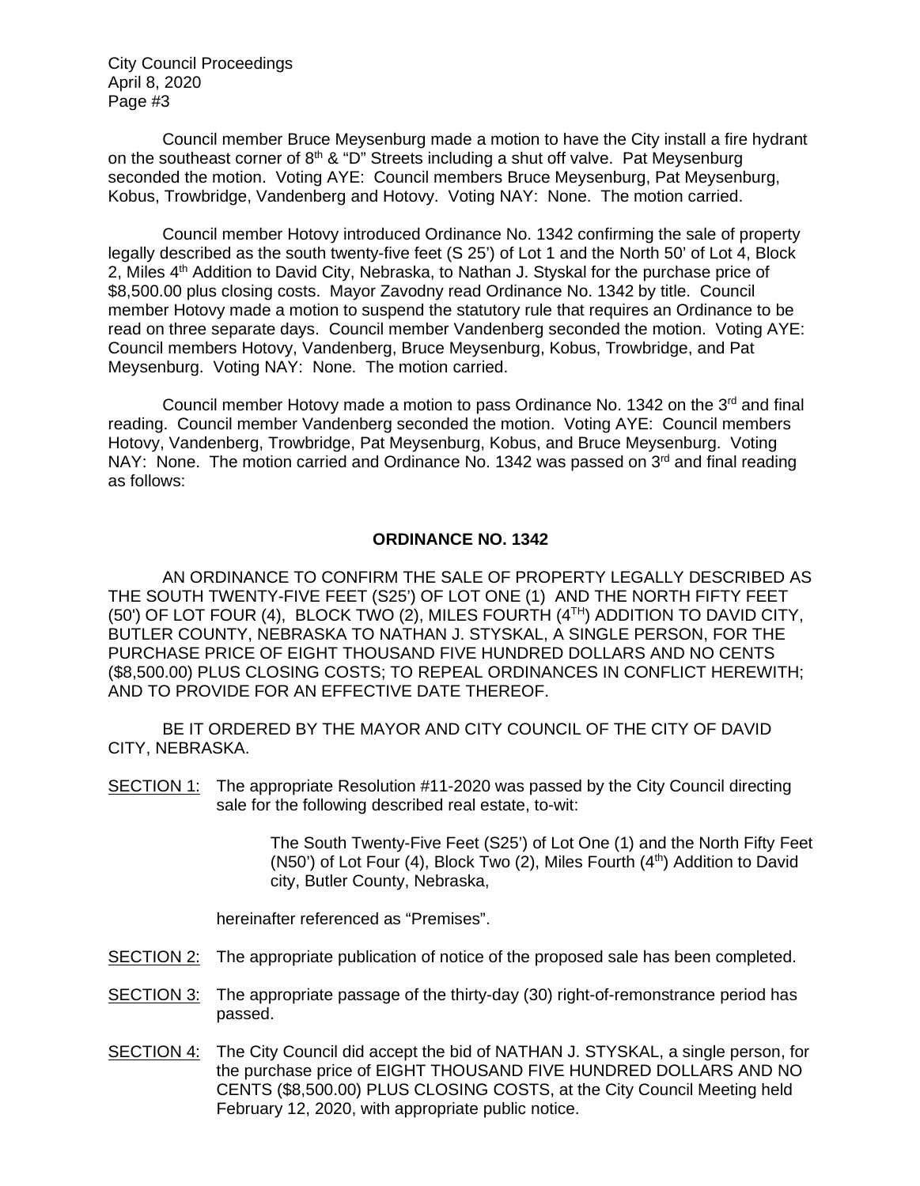Council member Bruce Meysenburg made a motion to have the City install a fire hydrant on the southeast corner of 8th & "D" Streets including a shut off valve. Pat Meysenburg seconded the motion. Voting AYE: Council members Bruce Meysenburg, Pat Meysenburg, Kobus, Trowbridge, Vandenberg and Hotovy. Voting NAY: None. The motion carried.

Council member Hotovy introduced Ordinance No. 1342 confirming the sale of property legally described as the south twenty-five feet (S 25') of Lot 1 and the North 50' of Lot 4, Block 2, Miles 4th Addition to David City, Nebraska, to Nathan J. Styskal for the purchase price of $8,500.00 plus closing costs. Mayor Zavodny read Ordinance No. 1342 by title. Council member Hotovy made a motion to suspend the statutory rule that requires an Ordinance to be read on three separate days. Council member Vandenberg seconded the motion. Voting AYE: Council members Hotovy, Vandenberg, Bruce Meysenburg, Kobus, Trowbridge, and Pat Meysenburg. Voting NAY: None. The motion carried.

Council member Hotovy made a motion to pass Ordinance No. 1342 on the 3rd and final reading. Council member Vandenberg seconded the motion. Voting AYE: Council members Hotovy, Vandenberg, Trowbridge, Pat Meysenburg, Kobus, and Bruce Meysenburg. Voting NAY: None. The motion carried and Ordinance No. 1342 was passed on 3rd and final reading as follows:

**ORDINANCE NO. 1342**

AN ORDINANCE TO CONFIRM THE SALE OF PROPERTY LEGALLY DESCRIBED AS THE SOUTH TWENTY-FIVE FEET (S25') OF LOT ONE (1) AND THE NORTH FIFTY FEET (50') OF LOT FOUR (4), BLOCK TWO (2), MILES FOURTH (4TH) ADDITION TO DAVID CITY, BUTLER COUNTY, NEBRASKA TO NATHAN J. STYSKAL, A SINGLE PERSON, FOR THE PURCHASE PRICE OF EIGHT THOUSAND FIVE HUNDRED DOLLARS AND NO CENTS ($8,500.00) PLUS CLOSING COSTS; TO REPEAL ORDINANCES IN CONFLICT HEREWITH; AND TO PROVIDE FOR AN EFFECTIVE DATE THEREOF.

BE IT ORDERED BY THE MAYOR AND CITY COUNCIL OF THE CITY OF DAVID CITY, NEBRASKA.

SECTION 1: The appropriate Resolution #11-2020 was passed by the City Council directing sale for the following described real estate, to-wit:

> The South Twenty-Five Feet (S25') of Lot One (1) and the North Fifty Feet (N50') of Lot Four (4), Block Two (2), Miles Fourth (4th) Addition to David city, Butler County, Nebraska,

hereinafter referenced as "Premises".

SECTION 2: The appropriate publication of notice of the proposed sale has been completed.

SECTION 3: The appropriate passage of the thirty-day (30) right-of-remonstrance period has passed.

SECTION 4: The City Council did accept the bid of NATHAN J. STYSKAL, a single person, for the purchase price of EIGHT THOUSAND FIVE HUNDRED DOLLARS AND NO CENTS ($8,500.00) PLUS CLOSING COSTS, at the City Council Meeting held February 12, 2020, with appropriate public notice.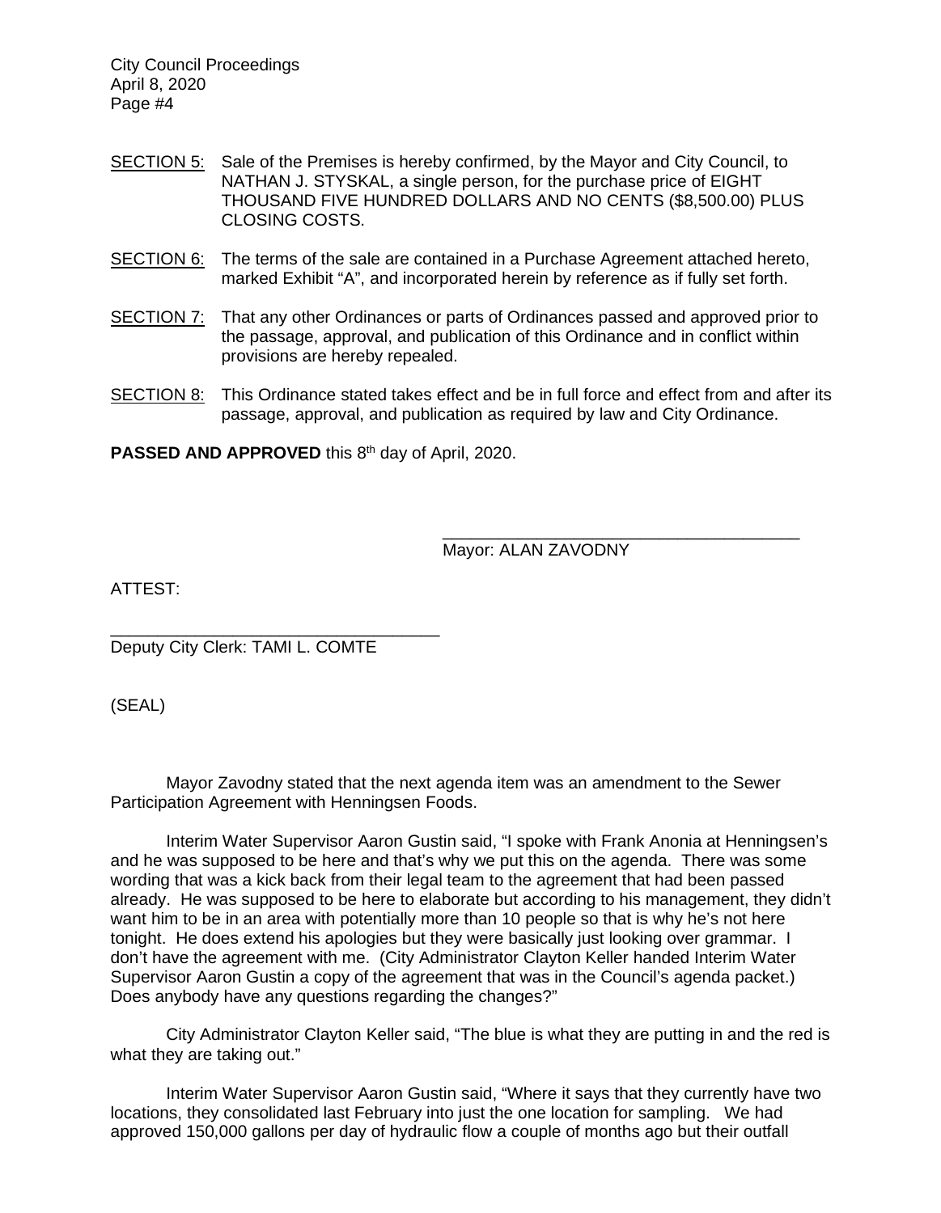SECTION 5: Sale of the Premises is hereby confirmed, by the Mayor and City Council, to NATHAN J. STYSKAL, a single person, for the purchase price of EIGHT THOUSAND FIVE HUNDRED DOLLARS AND NO CENTS ($8,500.00) PLUS CLOSING COSTS.

SECTION 6: The terms of the sale are contained in a Purchase Agreement attached hereto, marked Exhibit "A", and incorporated herein by reference as if fully set forth.

SECTION 7: That any other Ordinances or parts of Ordinances passed and approved prior to the passage, approval, and publication of this Ordinance and in conflict within provisions are hereby repealed.

SECTION 8: This Ordinance stated takes effect and be in full force and effect from and after its passage, approval, and publication as required by law and City Ordinance.

**PASSED AND APPROVED** this 8th day of April, 2020.

\_\_\_\_\_\_\_\_\_\_\_\_\_\_\_\_\_\_\_\_\_\_\_\_\_\_\_\_\_\_\_\_\_\_\_\_\_\_
Mayor: ALAN ZAVODNY

ATTEST:

\_\_\_\_\_\_\_\_\_\_\_\_\_\_\_\_\_\_\_\_\_\_\_\_\_\_\_\_\_\_\_\_\_\_\_\_
Deputy City Clerk: TAMI L. COMTE

(SEAL)

Mayor Zavodny stated that the next agenda item was an amendment to the Sewer Participation Agreement with Henningsen Foods.

Interim Water Supervisor Aaron Gustin said, "I spoke with Frank Anonia at Henningsen's and he was supposed to be here and that's why we put this on the agenda. There was some wording that was a kick back from their legal team to the agreement that had been passed already. He was supposed to be here to elaborate but according to his management, they didn't want him to be in an area with potentially more than 10 people so that is why he's not here tonight. He does extend his apologies but they were basically just looking over grammar. I don't have the agreement with me. (City Administrator Clayton Keller handed Interim Water Supervisor Aaron Gustin a copy of the agreement that was in the Council's agenda packet.) Does anybody have any questions regarding the changes?"

City Administrator Clayton Keller said, "The blue is what they are putting in and the red is what they are taking out."

Interim Water Supervisor Aaron Gustin said, "Where it says that they currently have two locations, they consolidated last February into just the one location for sampling. We had approved 150,000 gallons per day of hydraulic flow a couple of months ago but their outfall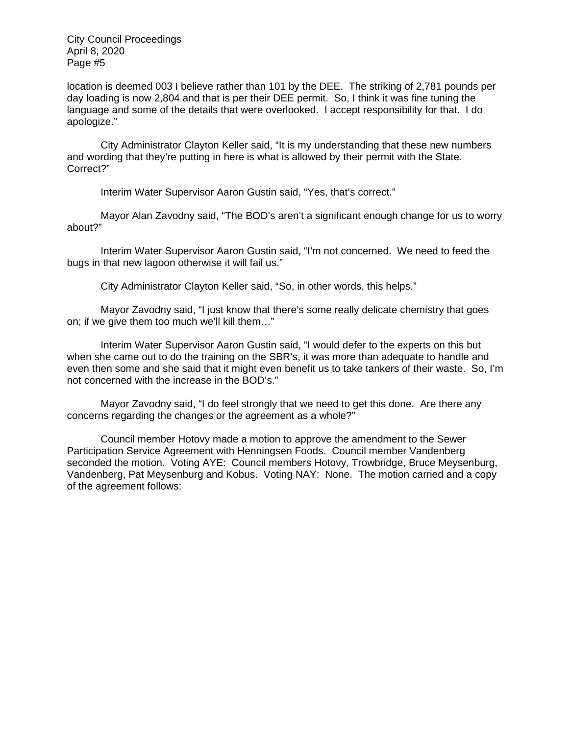location is deemed 003 I believe rather than 101 by the DEE. The striking of 2,781 pounds per day loading is now 2,804 and that is per their DEE permit. So, I think it was fine tuning the language and some of the details that were overlooked. I accept responsibility for that. I do apologize."

City Administrator Clayton Keller said, "It is my understanding that these new numbers and wording that they're putting in here is what is allowed by their permit with the State. Correct?"

Interim Water Supervisor Aaron Gustin said, "Yes, that's correct."

Mayor Alan Zavodny said, "The BOD's aren't a significant enough change for us to worry about?"

Interim Water Supervisor Aaron Gustin said, "I'm not concerned. We need to feed the bugs in that new lagoon otherwise it will fail us."

City Administrator Clayton Keller said, "So, in other words, this helps."

Mayor Zavodny said, "I just know that there's some really delicate chemistry that goes on; if we give them too much we'll kill them…"

Interim Water Supervisor Aaron Gustin said, "I would defer to the experts on this but when she came out to do the training on the SBR's, it was more than adequate to handle and even then some and she said that it might even benefit us to take tankers of their waste. So, I'm not concerned with the increase in the BOD's."

Mayor Zavodny said, "I do feel strongly that we need to get this done. Are there any concerns regarding the changes or the agreement as a whole?"

Council member Hotovy made a motion to approve the amendment to the Sewer Participation Service Agreement with Henningsen Foods. Council member Vandenberg seconded the motion. Voting AYE: Council members Hotovy, Trowbridge, Bruce Meysenburg, Vandenberg, Pat Meysenburg and Kobus. Voting NAY: None. The motion carried and a copy of the agreement follows: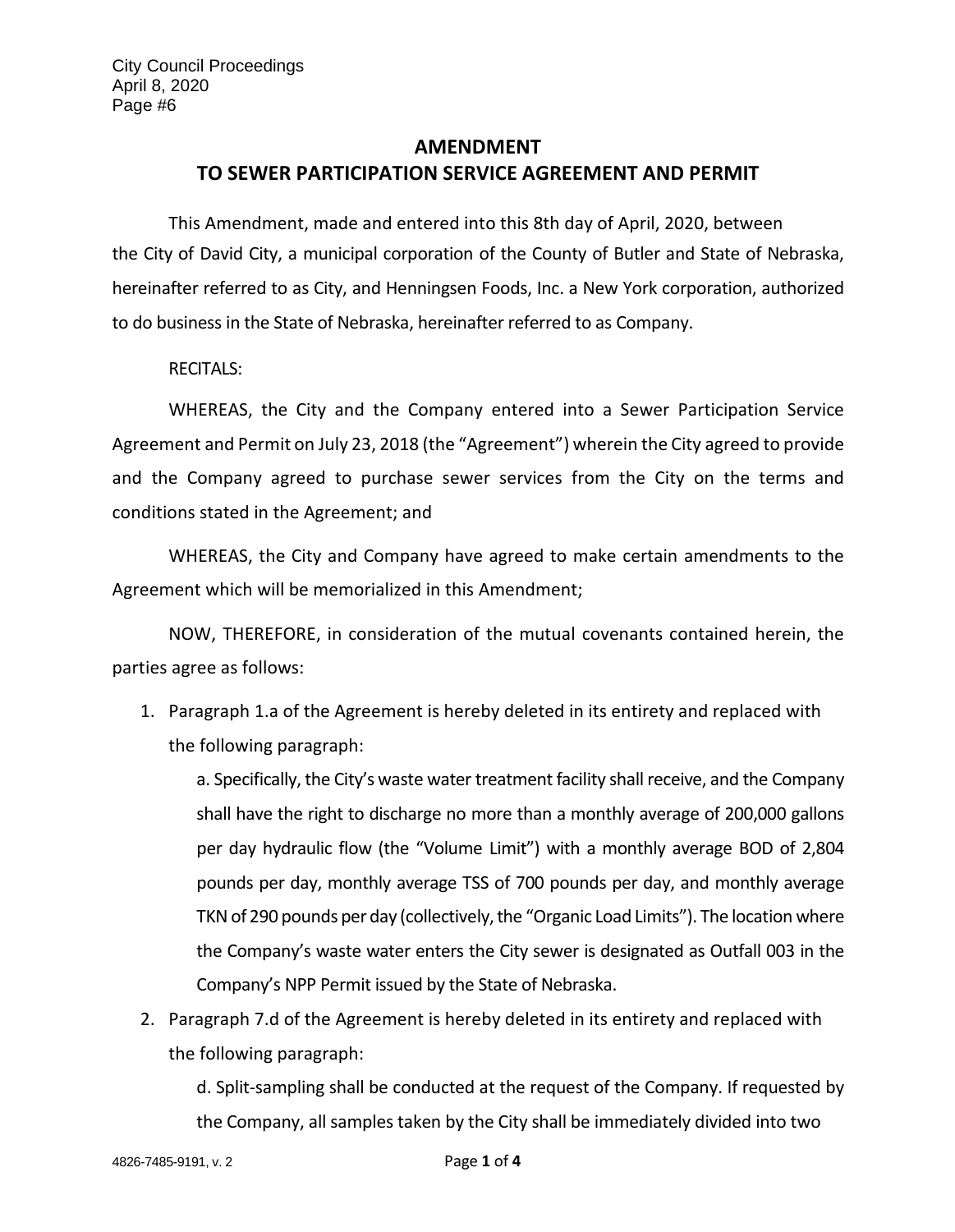## AMENDMENT
## TO SEWER PARTICIPATION SERVICE AGREEMENT AND PERMIT

This Amendment, made and entered into this 8th day of April, 2020, between the City of David City, a municipal corporation of the County of Butler and State of Nebraska, hereinafter referred to as City, and Henningsen Foods, Inc. a New York corporation, authorized to do business in the State of Nebraska, hereinafter referred to as Company.

RECITALS:

WHEREAS, the City and the Company entered into a Sewer Participation Service Agreement and Permit on July 23, 2018 (the "Agreement") wherein the City agreed to provide and the Company agreed to purchase sewer services from the City on the terms and conditions stated in the Agreement; and

WHEREAS, the City and Company have agreed to make certain amendments to the Agreement which will be memorialized in this Amendment;

NOW, THEREFORE, in consideration of the mutual covenants contained herein, the parties agree as follows:

1. Paragraph 1.a of the Agreement is hereby deleted in its entirety and replaced with the following paragraph:

   a. Specifically, the City's waste water treatment facility shall receive, and the Company shall have the right to discharge no more than a monthly average of 200,000 gallons per day hydraulic flow (the "Volume Limit") with a monthly average BOD of 2,804 pounds per day, monthly average TSS of 700 pounds per day, and monthly average TKN of 290 pounds per day (collectively, the "Organic Load Limits"). The location where the Company's waste water enters the City sewer is designated as Outfall 003 in the Company's NPP Permit issued by the State of Nebraska.

2. Paragraph 7.d of the Agreement is hereby deleted in its entirety and replaced with the following paragraph:

   d. Split-sampling shall be conducted at the request of the Company. If requested by the Company, all samples taken by the City shall be immediately divided into two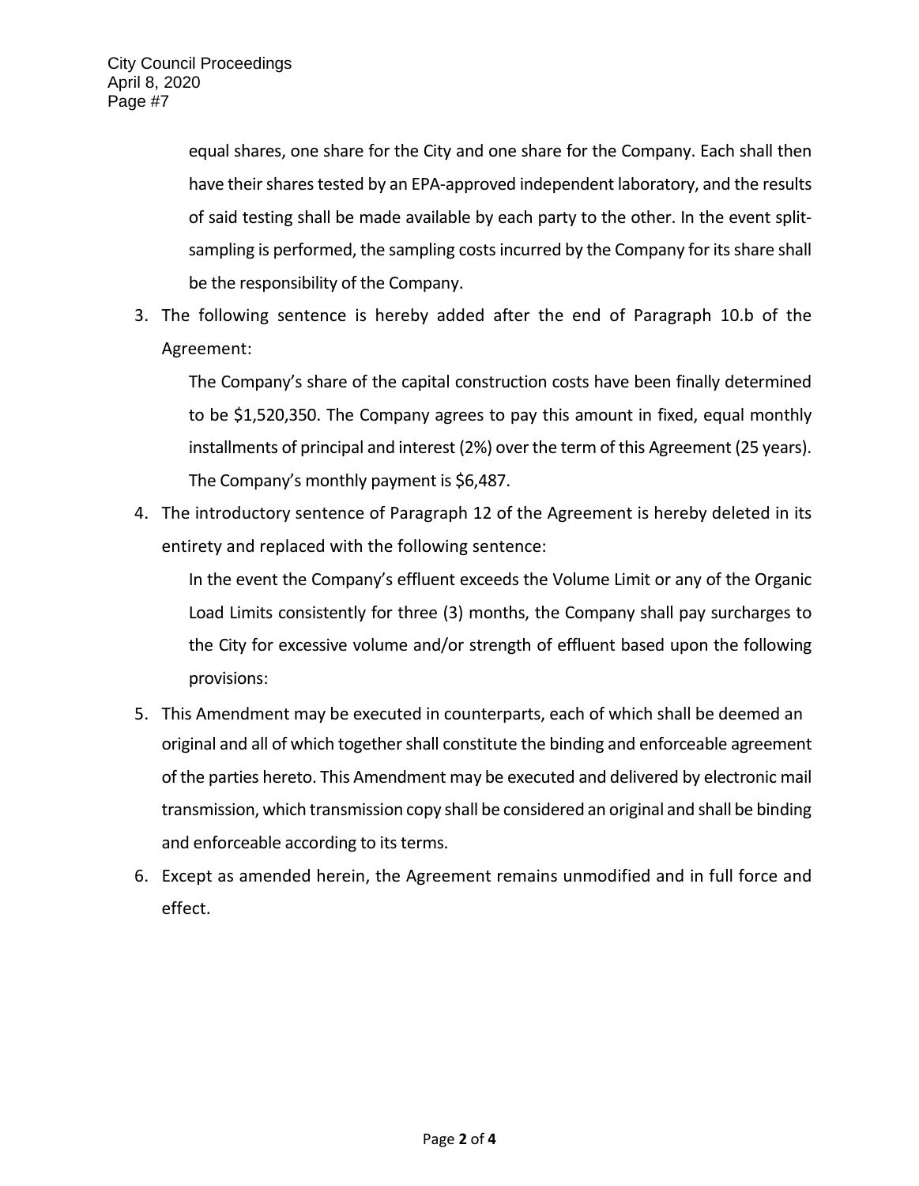equal shares, one share for the City and one share for the Company. Each shall then have their shares tested by an EPA-approved independent laboratory, and the results of said testing shall be made available by each party to the other. In the event split-sampling is performed, the sampling costs incurred by the Company for its share shall be the responsibility of the Company.

3. The following sentence is hereby added after the end of Paragraph 10.b of the Agreement:

   The Company's share of the capital construction costs have been finally determined to be $1,520,350. The Company agrees to pay this amount in fixed, equal monthly installments of principal and interest (2%) over the term of this Agreement (25 years). The Company's monthly payment is $6,487.

4. The introductory sentence of Paragraph 12 of the Agreement is hereby deleted in its entirety and replaced with the following sentence:

   In the event the Company's effluent exceeds the Volume Limit or any of the Organic Load Limits consistently for three (3) months, the Company shall pay surcharges to the City for excessive volume and/or strength of effluent based upon the following provisions:

5. This Amendment may be executed in counterparts, each of which shall be deemed an original and all of which together shall constitute the binding and enforceable agreement of the parties hereto. This Amendment may be executed and delivered by electronic mail transmission, which transmission copy shall be considered an original and shall be binding and enforceable according to its terms.

6. Except as amended herein, the Agreement remains unmodified and in full force and effect.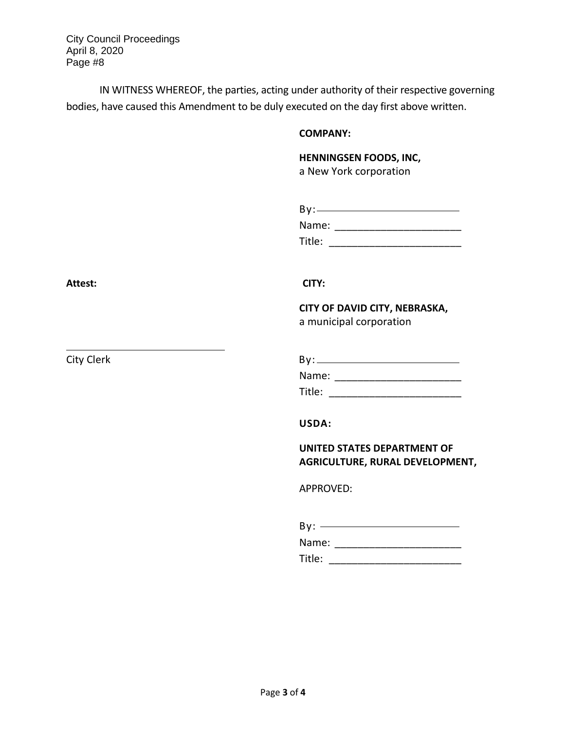IN WITNESS WHEREOF, the parties, acting under authority of their respective governing bodies, have caused this Amendment to be duly executed on the day first above written.

**COMPANY:**

**HENNINGSEN FOODS, INC,**
a New York corporation

By: ___________________________
Name: ______________________
Title: _______________________

**Attest:**

______________________________
City Clerk

**CITY:**

**CITY OF DAVID CITY, NEBRASKA,**
a municipal corporation

By: ___________________________
Name: ______________________
Title: _______________________

**USDA:**

**UNITED STATES DEPARTMENT OF AGRICULTURE, RURAL DEVELOPMENT,**

APPROVED:

By: ___________________________
Name: ______________________
Title: _______________________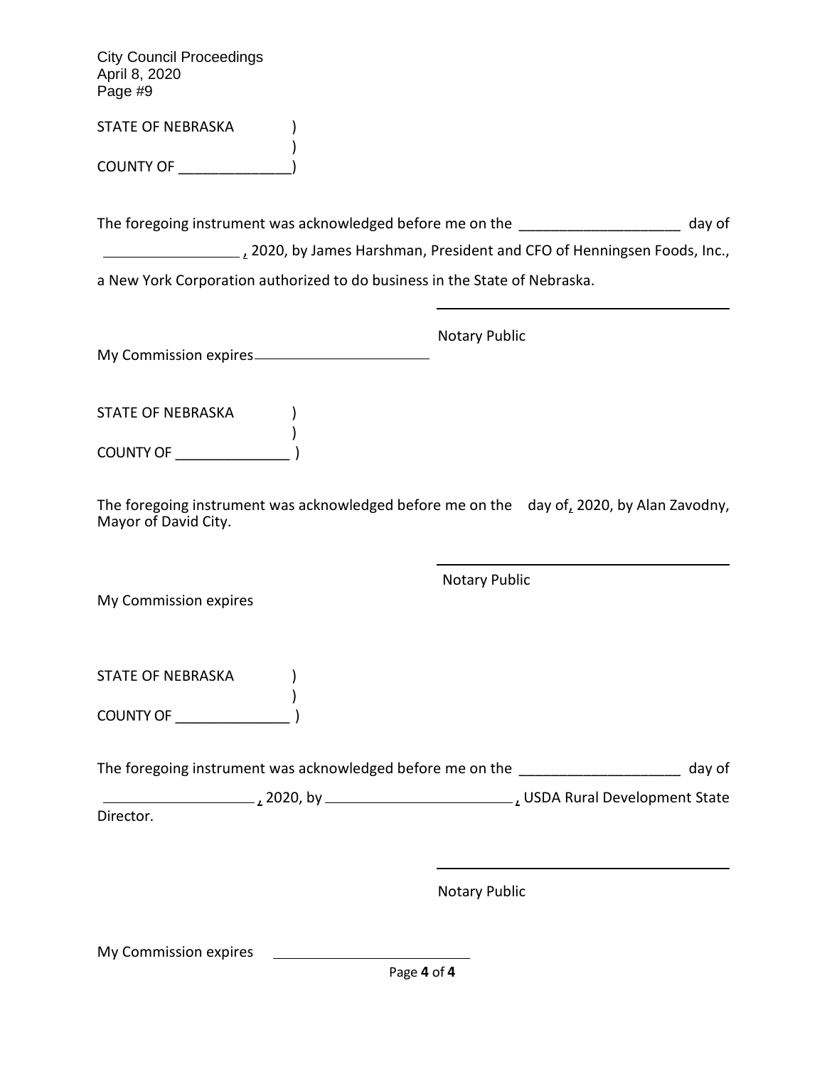STATE OF NEBRASKA )
)
COUNTY OF ______________)

The foregoing instrument was acknowledged before me on the ____________________ day of ________________, 2020, by James Harshman, President and CFO of Henningsen Foods, Inc., a New York Corporation authorized to do business in the State of Nebraska.

_________________________________
Notary Public

My Commission expires______________________

STATE OF NEBRASKA )
)
COUNTY OF ______________ )

The foregoing instrument was acknowledged before me on the day of, 2020, by Alan Zavodny, Mayor of David City.

_________________________________
Notary Public

My Commission expires

STATE OF NEBRASKA )
)
COUNTY OF ______________ )

The foregoing instrument was acknowledged before me on the ____________________ day of ____________________, 2020, by ______________________, USDA Rural Development State Director.

_________________________________
Notary Public

My Commission expires ______________________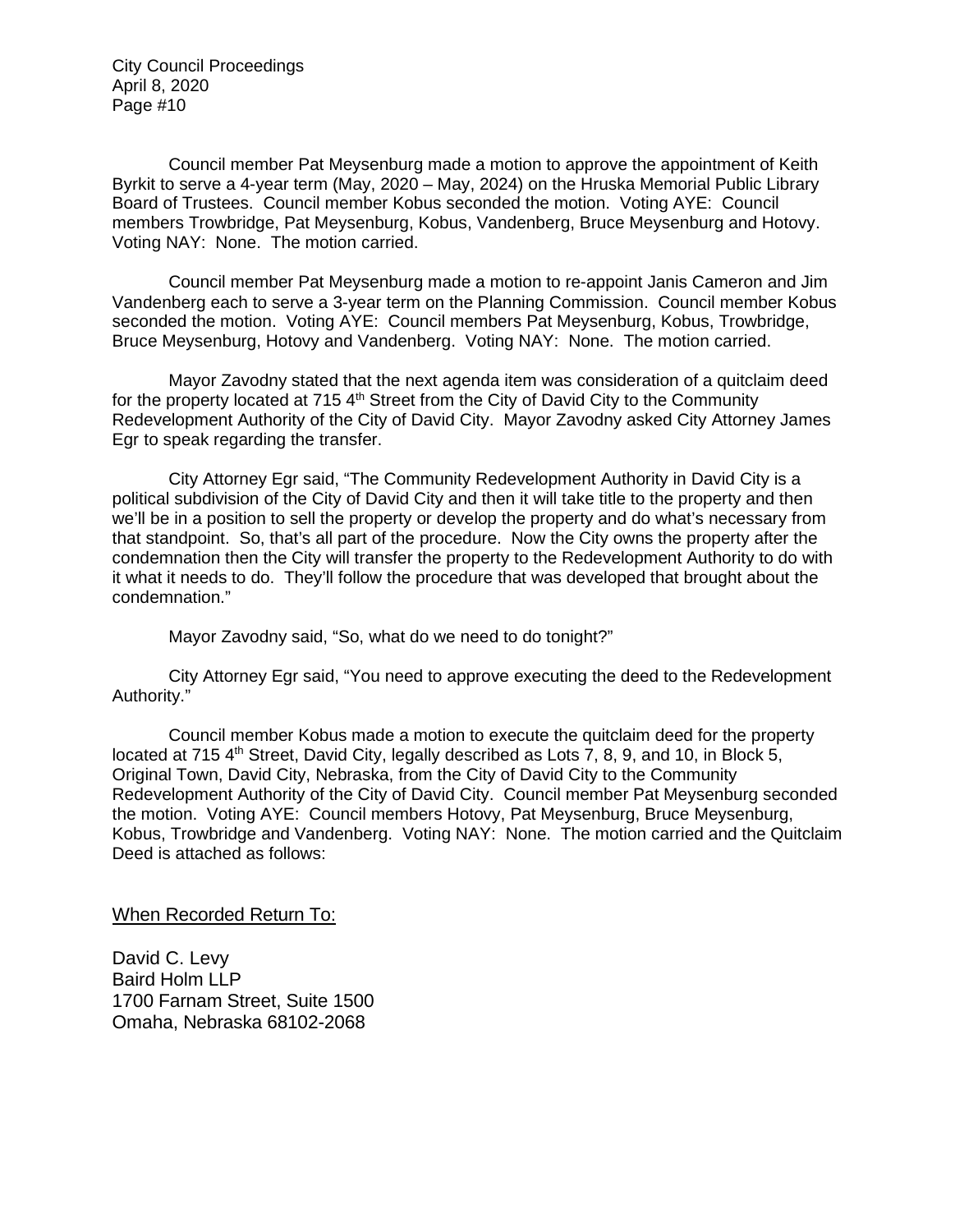Council member Pat Meysenburg made a motion to approve the appointment of Keith Byrkit to serve a 4-year term (May, 2020 – May, 2024) on the Hruska Memorial Public Library Board of Trustees. Council member Kobus seconded the motion. Voting AYE: Council members Trowbridge, Pat Meysenburg, Kobus, Vandenberg, Bruce Meysenburg and Hotovy. Voting NAY: None. The motion carried.

Council member Pat Meysenburg made a motion to re-appoint Janis Cameron and Jim Vandenberg each to serve a 3-year term on the Planning Commission. Council member Kobus seconded the motion. Voting AYE: Council members Pat Meysenburg, Kobus, Trowbridge, Bruce Meysenburg, Hotovy and Vandenberg. Voting NAY: None. The motion carried.

Mayor Zavodny stated that the next agenda item was consideration of a quitclaim deed for the property located at 715 4th Street from the City of David City to the Community Redevelopment Authority of the City of David City. Mayor Zavodny asked City Attorney James Egr to speak regarding the transfer.

City Attorney Egr said, "The Community Redevelopment Authority in David City is a political subdivision of the City of David City and then it will take title to the property and then we'll be in a position to sell the property or develop the property and do what's necessary from that standpoint. So, that's all part of the procedure. Now the City owns the property after the condemnation then the City will transfer the property to the Redevelopment Authority to do with it what it needs to do. They'll follow the procedure that was developed that brought about the condemnation."

Mayor Zavodny said, "So, what do we need to do tonight?"

City Attorney Egr said, "You need to approve executing the deed to the Redevelopment Authority."

Council member Kobus made a motion to execute the quitclaim deed for the property located at 715 4th Street, David City, legally described as Lots 7, 8, 9, and 10, in Block 5, Original Town, David City, Nebraska, from the City of David City to the Community Redevelopment Authority of the City of David City. Council member Pat Meysenburg seconded the motion. Voting AYE: Council members Hotovy, Pat Meysenburg, Bruce Meysenburg, Kobus, Trowbridge and Vandenberg. Voting NAY: None. The motion carried and the Quitclaim Deed is attached as follows:

When Recorded Return To:

David C. Levy
Baird Holm LLP
1700 Farnam Street, Suite 1500
Omaha, Nebraska 68102-2068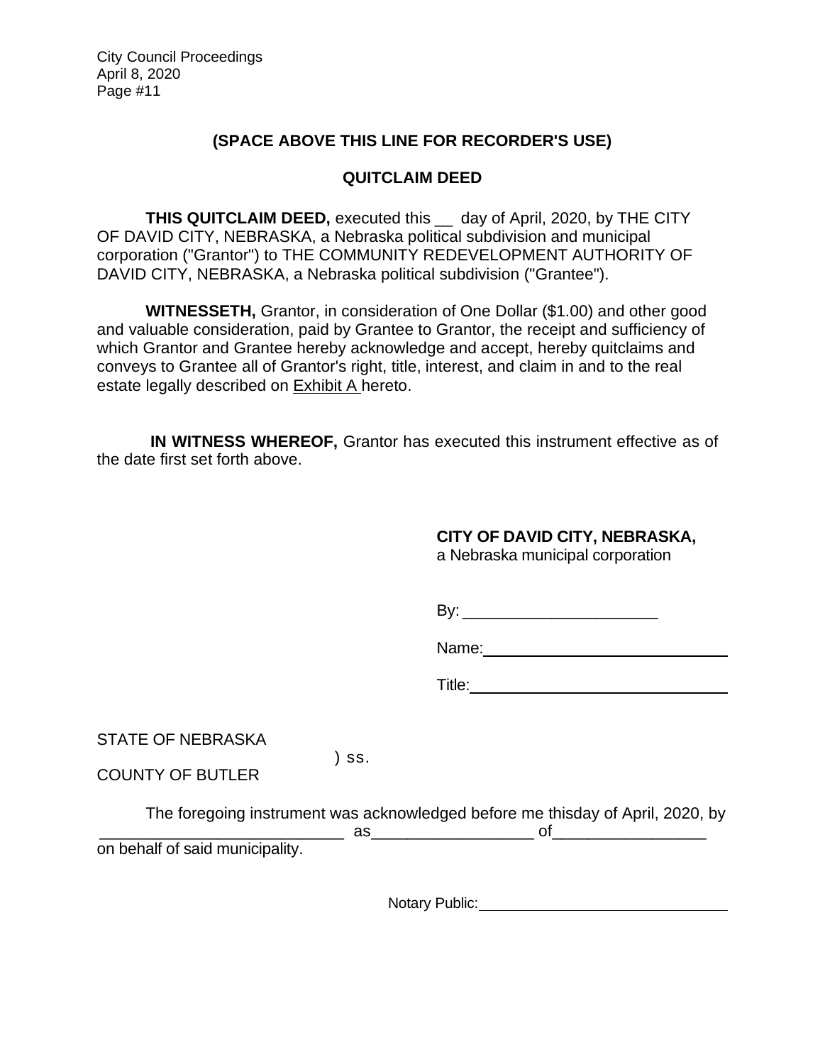**(SPACE ABOVE THIS LINE FOR RECORDER'S USE)**

**QUITCLAIM DEED**

**THIS QUITCLAIM DEED,** executed this __ day of April, 2020, by THE CITY OF DAVID CITY, NEBRASKA, a Nebraska political subdivision and municipal corporation ("Grantor") to THE COMMUNITY REDEVELOPMENT AUTHORITY OF DAVID CITY, NEBRASKA, a Nebraska political subdivision ("Grantee").

**WITNESSETH,** Grantor, in consideration of One Dollar ($1.00) and other good and valuable consideration, paid by Grantee to Grantor, the receipt and sufficiency of which Grantor and Grantee hereby acknowledge and accept, hereby quitclaims and conveys to Grantee all of Grantor's right, title, interest, and claim in and to the real estate legally described on Exhibit A hereto.

**IN WITNESS WHEREOF,** Grantor has executed this instrument effective as of the date first set forth above.

**CITY OF DAVID CITY, NEBRASKA,**
a Nebraska municipal corporation

By: ______________________

Name: ______________________

Title: ______________________

STATE OF NEBRASKA
) ss.
COUNTY OF BUTLER

The foregoing instrument was acknowledged before me thisday of April, 2020, by ____________________________ as__________________ of_________________ on behalf of said municipality.

Notary Public: ______________________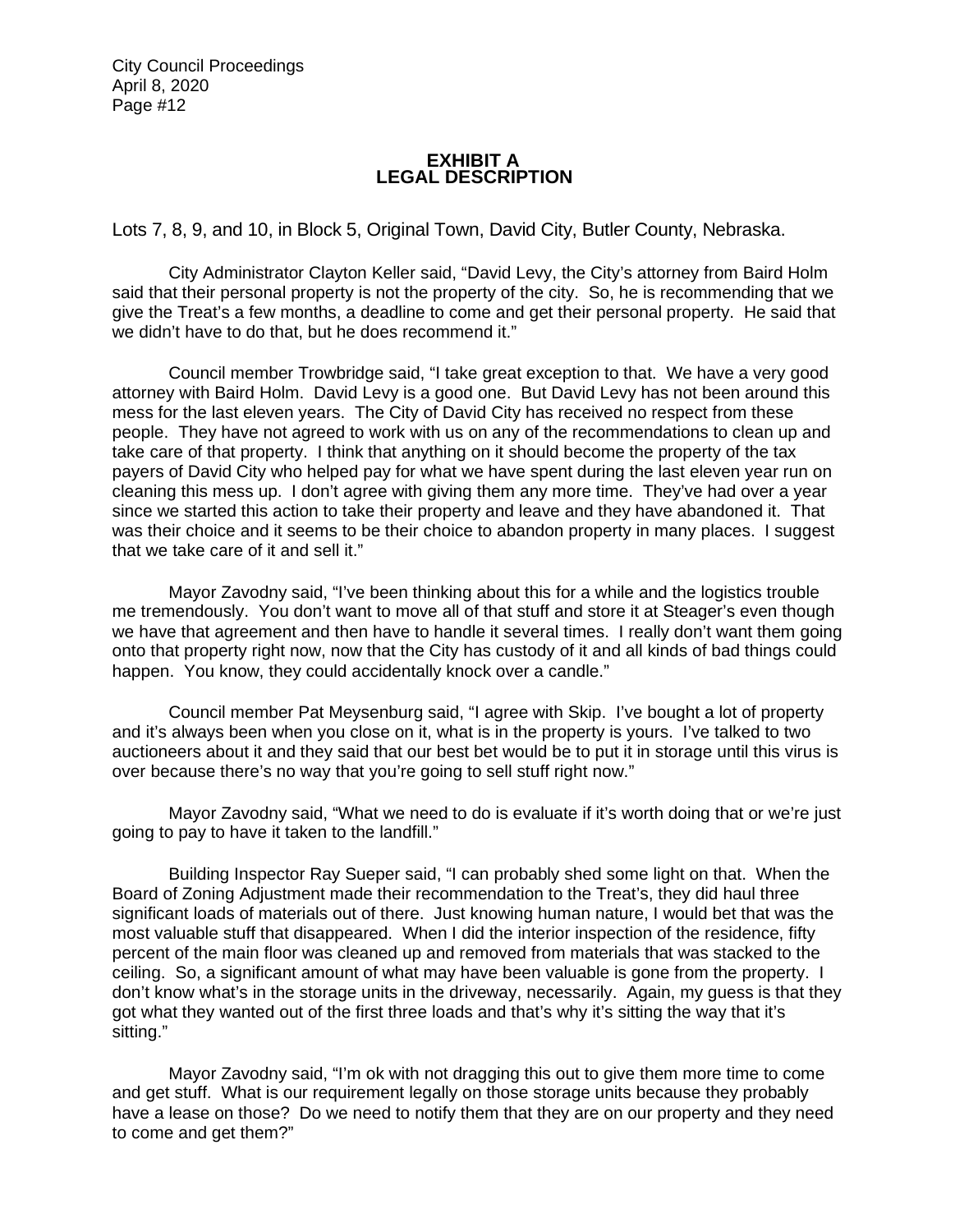## EXHIBIT A
## LEGAL DESCRIPTION

Lots 7, 8, 9, and 10, in Block 5, Original Town, David City, Butler County, Nebraska.

City Administrator Clayton Keller said, "David Levy, the City's attorney from Baird Holm said that their personal property is not the property of the city. So, he is recommending that we give the Treat's a few months, a deadline to come and get their personal property. He said that we didn't have to do that, but he does recommend it."

Council member Trowbridge said, "I take great exception to that. We have a very good attorney with Baird Holm. David Levy is a good one. But David Levy has not been around this mess for the last eleven years. The City of David City has received no respect from these people. They have not agreed to work with us on any of the recommendations to clean up and take care of that property. I think that anything on it should become the property of the tax payers of David City who helped pay for what we have spent during the last eleven year run on cleaning this mess up. I don't agree with giving them any more time. They've had over a year since we started this action to take their property and leave and they have abandoned it. That was their choice and it seems to be their choice to abandon property in many places. I suggest that we take care of it and sell it."

Mayor Zavodny said, "I've been thinking about this for a while and the logistics trouble me tremendously. You don't want to move all of that stuff and store it at Steager's even though we have that agreement and then have to handle it several times. I really don't want them going onto that property right now, now that the City has custody of it and all kinds of bad things could happen. You know, they could accidentally knock over a candle."

Council member Pat Meysenburg said, "I agree with Skip. I've bought a lot of property and it's always been when you close on it, what is in the property is yours. I've talked to two auctioneers about it and they said that our best bet would be to put it in storage until this virus is over because there's no way that you're going to sell stuff right now."

Mayor Zavodny said, "What we need to do is evaluate if it's worth doing that or we're just going to pay to have it taken to the landfill."

Building Inspector Ray Sueper said, "I can probably shed some light on that. When the Board of Zoning Adjustment made their recommendation to the Treat's, they did haul three significant loads of materials out of there. Just knowing human nature, I would bet that was the most valuable stuff that disappeared. When I did the interior inspection of the residence, fifty percent of the main floor was cleaned up and removed from materials that was stacked to the ceiling. So, a significant amount of what may have been valuable is gone from the property. I don't know what's in the storage units in the driveway, necessarily. Again, my guess is that they got what they wanted out of the first three loads and that's why it's sitting the way that it's sitting."

Mayor Zavodny said, "I'm ok with not dragging this out to give them more time to come and get stuff. What is our requirement legally on those storage units because they probably have a lease on those? Do we need to notify them that they are on our property and they need to come and get them?"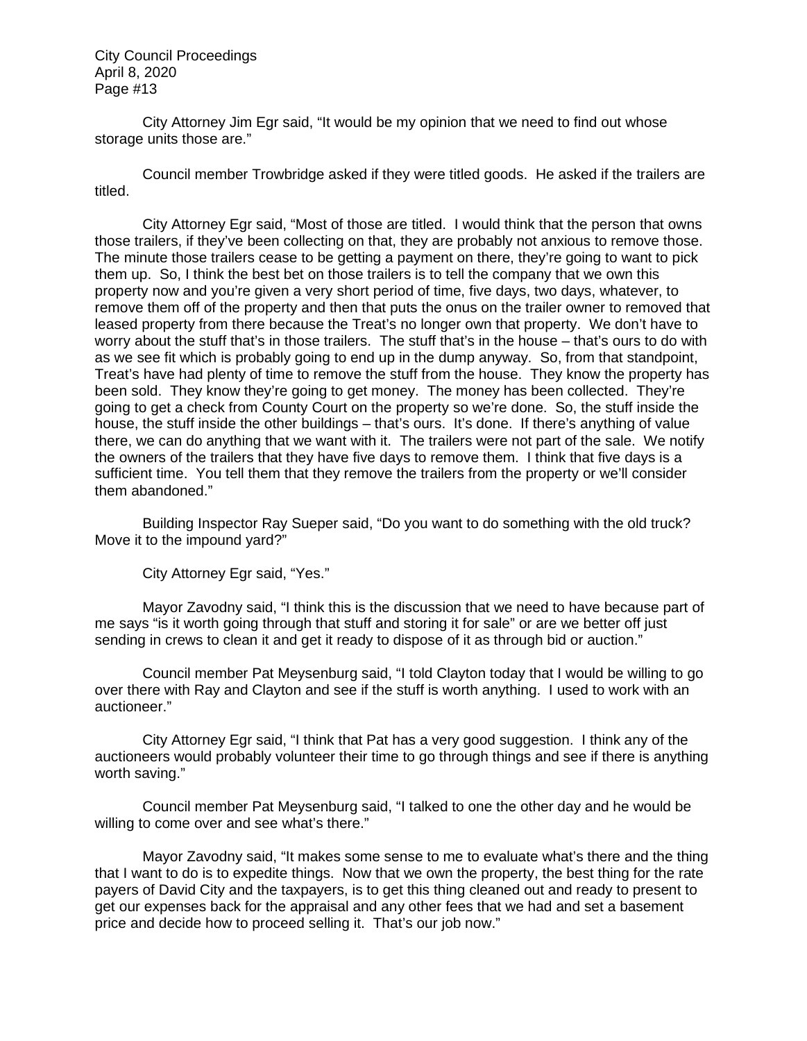City Attorney Jim Egr said, "It would be my opinion that we need to find out whose storage units those are."

Council member Trowbridge asked if they were titled goods. He asked if the trailers are titled.

City Attorney Egr said, "Most of those are titled. I would think that the person that owns those trailers, if they've been collecting on that, they are probably not anxious to remove those. The minute those trailers cease to be getting a payment on there, they're going to want to pick them up. So, I think the best bet on those trailers is to tell the company that we own this property now and you're given a very short period of time, five days, two days, whatever, to remove them off of the property and then that puts the onus on the trailer owner to removed that leased property from there because the Treat's no longer own that property. We don't have to worry about the stuff that's in those trailers. The stuff that's in the house – that's ours to do with as we see fit which is probably going to end up in the dump anyway. So, from that standpoint, Treat's have had plenty of time to remove the stuff from the house. They know the property has been sold. They know they're going to get money. The money has been collected. They're going to get a check from County Court on the property so we're done. So, the stuff inside the house, the stuff inside the other buildings – that's ours. It's done. If there's anything of value there, we can do anything that we want with it. The trailers were not part of the sale. We notify the owners of the trailers that they have five days to remove them. I think that five days is a sufficient time. You tell them that they remove the trailers from the property or we'll consider them abandoned."

Building Inspector Ray Sueper said, "Do you want to do something with the old truck? Move it to the impound yard?"

City Attorney Egr said, "Yes."

Mayor Zavodny said, "I think this is the discussion that we need to have because part of me says "is it worth going through that stuff and storing it for sale" or are we better off just sending in crews to clean it and get it ready to dispose of it as through bid or auction."

Council member Pat Meysenburg said, "I told Clayton today that I would be willing to go over there with Ray and Clayton and see if the stuff is worth anything. I used to work with an auctioneer."

City Attorney Egr said, "I think that Pat has a very good suggestion. I think any of the auctioneers would probably volunteer their time to go through things and see if there is anything worth saving."

Council member Pat Meysenburg said, "I talked to one the other day and he would be willing to come over and see what's there."

Mayor Zavodny said, "It makes some sense to me to evaluate what's there and the thing that I want to do is to expedite things. Now that we own the property, the best thing for the rate payers of David City and the taxpayers, is to get this thing cleaned out and ready to present to get our expenses back for the appraisal and any other fees that we had and set a basement price and decide how to proceed selling it. That's our job now."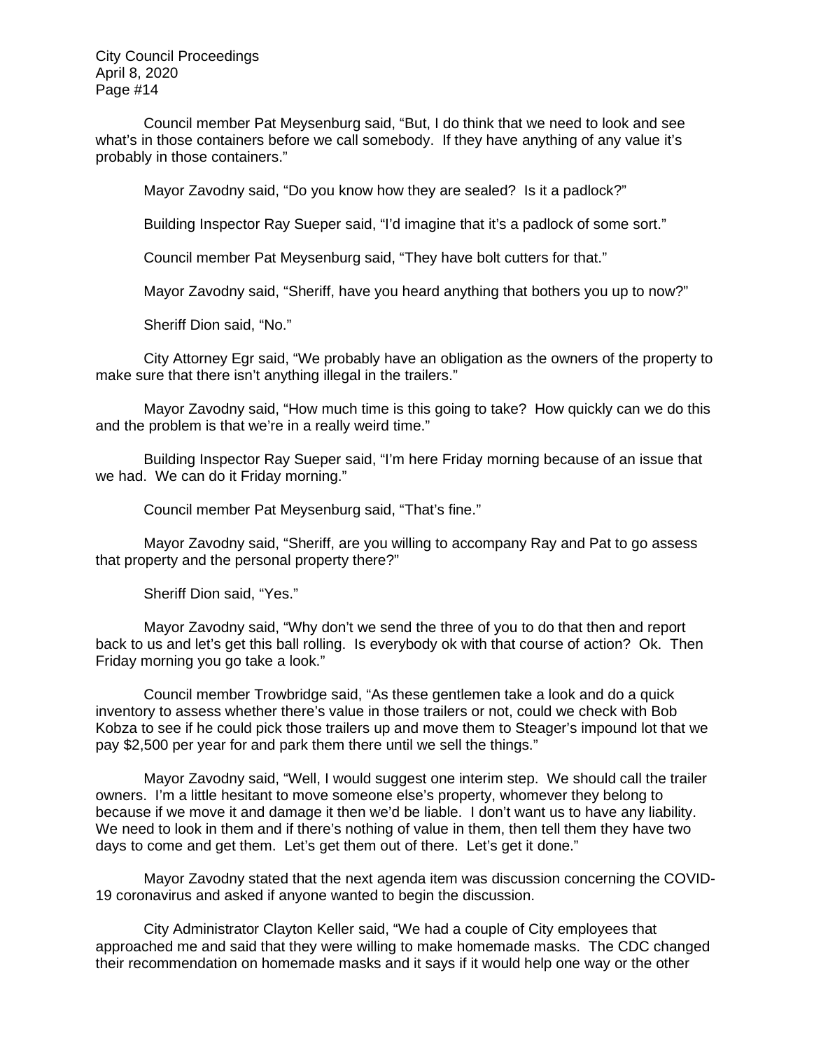Council member Pat Meysenburg said, "But, I do think that we need to look and see what's in those containers before we call somebody. If they have anything of any value it's probably in those containers."

Mayor Zavodny said, "Do you know how they are sealed? Is it a padlock?"

Building Inspector Ray Sueper said, "I'd imagine that it's a padlock of some sort."

Council member Pat Meysenburg said, "They have bolt cutters for that."

Mayor Zavodny said, "Sheriff, have you heard anything that bothers you up to now?"

Sheriff Dion said, "No."

City Attorney Egr said, "We probably have an obligation as the owners of the property to make sure that there isn't anything illegal in the trailers."

Mayor Zavodny said, "How much time is this going to take? How quickly can we do this and the problem is that we're in a really weird time."

Building Inspector Ray Sueper said, "I'm here Friday morning because of an issue that we had. We can do it Friday morning."

Council member Pat Meysenburg said, "That's fine."

Mayor Zavodny said, "Sheriff, are you willing to accompany Ray and Pat to go assess that property and the personal property there?"

Sheriff Dion said, "Yes."

Mayor Zavodny said, "Why don't we send the three of you to do that then and report back to us and let's get this ball rolling. Is everybody ok with that course of action? Ok. Then Friday morning you go take a look."

Council member Trowbridge said, "As these gentlemen take a look and do a quick inventory to assess whether there's value in those trailers or not, could we check with Bob Kobza to see if he could pick those trailers up and move them to Steager's impound lot that we pay $2,500 per year for and park them there until we sell the things."

Mayor Zavodny said, "Well, I would suggest one interim step. We should call the trailer owners. I'm a little hesitant to move someone else's property, whomever they belong to because if we move it and damage it then we'd be liable. I don't want us to have any liability. We need to look in them and if there's nothing of value in them, then tell them they have two days to come and get them. Let's get them out of there. Let's get it done."

Mayor Zavodny stated that the next agenda item was discussion concerning the COVID-19 coronavirus and asked if anyone wanted to begin the discussion.

City Administrator Clayton Keller said, "We had a couple of City employees that approached me and said that they were willing to make homemade masks. The CDC changed their recommendation on homemade masks and it says if it would help one way or the other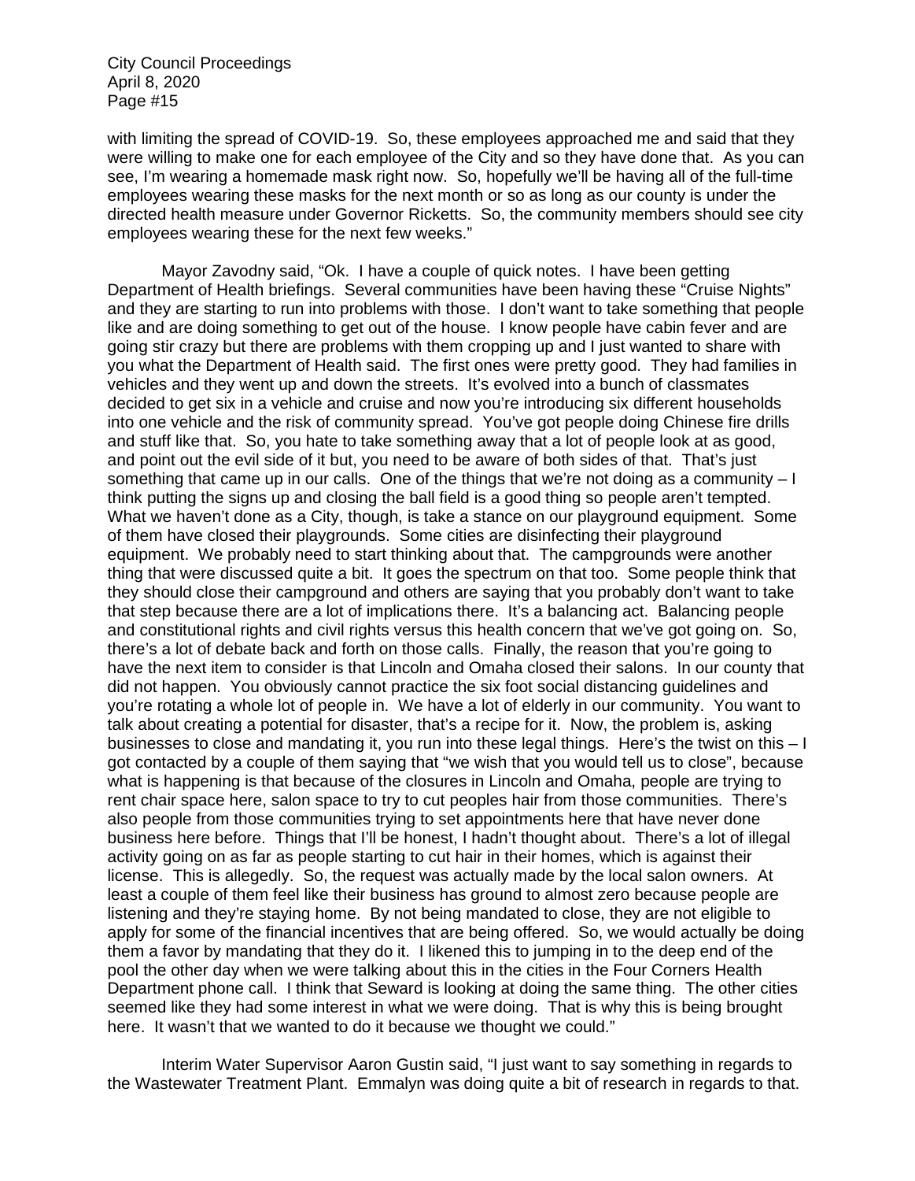with limiting the spread of COVID-19. So, these employees approached me and said that they were willing to make one for each employee of the City and so they have done that. As you can see, I'm wearing a homemade mask right now. So, hopefully we'll be having all of the full-time employees wearing these masks for the next month or so as long as our county is under the directed health measure under Governor Ricketts. So, the community members should see city employees wearing these for the next few weeks."

Mayor Zavodny said, "Ok. I have a couple of quick notes. I have been getting Department of Health briefings. Several communities have been having these "Cruise Nights" and they are starting to run into problems with those. I don't want to take something that people like and are doing something to get out of the house. I know people have cabin fever and are going stir crazy but there are problems with them cropping up and I just wanted to share with you what the Department of Health said. The first ones were pretty good. They had families in vehicles and they went up and down the streets. It's evolved into a bunch of classmates decided to get six in a vehicle and cruise and now you're introducing six different households into one vehicle and the risk of community spread. You've got people doing Chinese fire drills and stuff like that. So, you hate to take something away that a lot of people look at as good, and point out the evil side of it but, you need to be aware of both sides of that. That's just something that came up in our calls. One of the things that we're not doing as a community – I think putting the signs up and closing the ball field is a good thing so people aren't tempted. What we haven't done as a City, though, is take a stance on our playground equipment. Some of them have closed their playgrounds. Some cities are disinfecting their playground equipment. We probably need to start thinking about that. The campgrounds were another thing that were discussed quite a bit. It goes the spectrum on that too. Some people think that they should close their campground and others are saying that you probably don't want to take that step because there are a lot of implications there. It's a balancing act. Balancing people and constitutional rights and civil rights versus this health concern that we've got going on. So, there's a lot of debate back and forth on those calls. Finally, the reason that you're going to have the next item to consider is that Lincoln and Omaha closed their salons. In our county that did not happen. You obviously cannot practice the six foot social distancing guidelines and you're rotating a whole lot of people in. We have a lot of elderly in our community. You want to talk about creating a potential for disaster, that's a recipe for it. Now, the problem is, asking businesses to close and mandating it, you run into these legal things. Here's the twist on this – I got contacted by a couple of them saying that "we wish that you would tell us to close", because what is happening is that because of the closures in Lincoln and Omaha, people are trying to rent chair space here, salon space to try to cut peoples hair from those communities. There's also people from those communities trying to set appointments here that have never done business here before. Things that I'll be honest, I hadn't thought about. There's a lot of illegal activity going on as far as people starting to cut hair in their homes, which is against their license. This is allegedly. So, the request was actually made by the local salon owners. At least a couple of them feel like their business has ground to almost zero because people are listening and they're staying home. By not being mandated to close, they are not eligible to apply for some of the financial incentives that are being offered. So, we would actually be doing them a favor by mandating that they do it. I likened this to jumping in to the deep end of the pool the other day when we were talking about this in the cities in the Four Corners Health Department phone call. I think that Seward is looking at doing the same thing. The other cities seemed like they had some interest in what we were doing. That is why this is being brought here. It wasn't that we wanted to do it because we thought we could."

Interim Water Supervisor Aaron Gustin said, "I just want to say something in regards to the Wastewater Treatment Plant. Emmalyn was doing quite a bit of research in regards to that.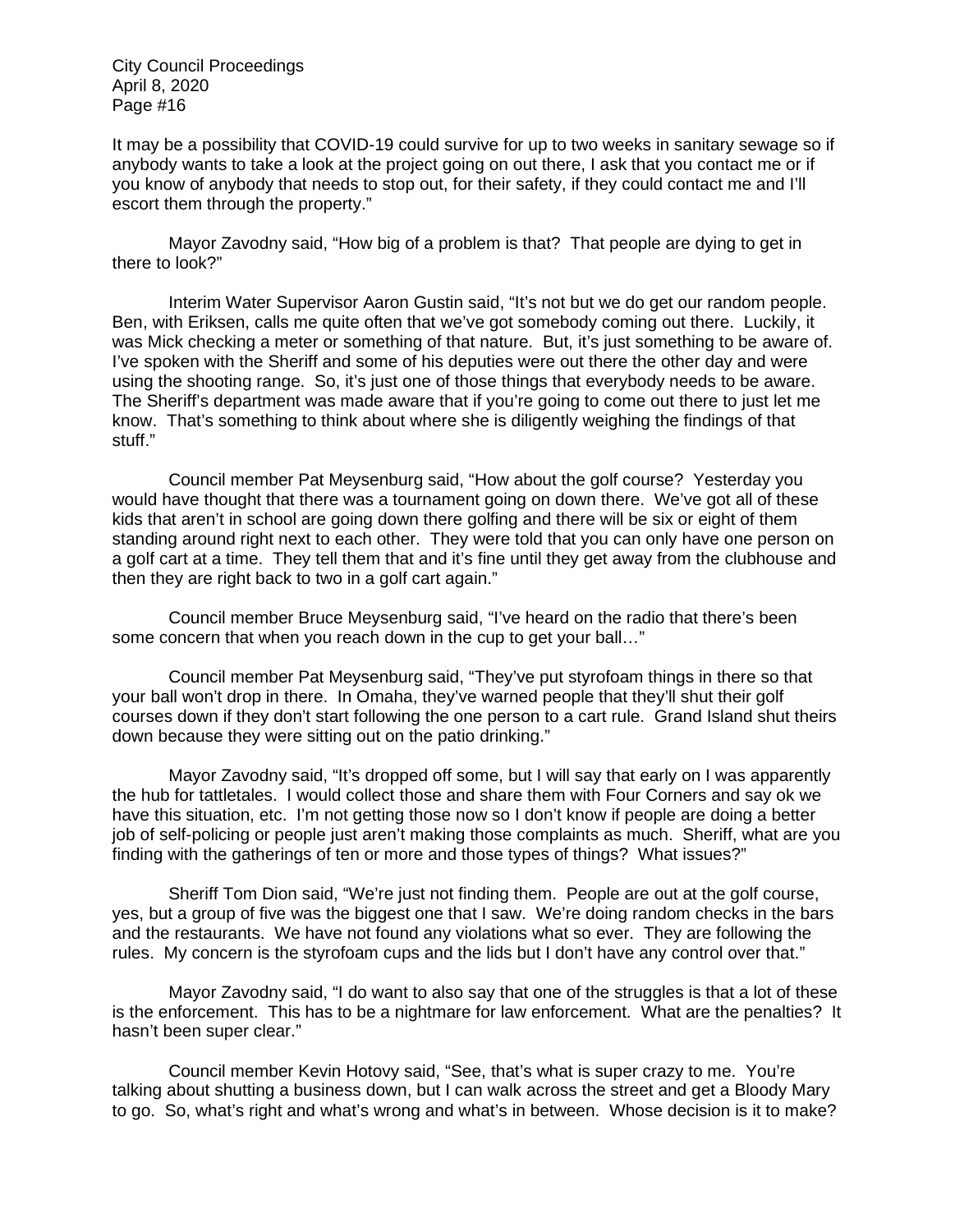It may be a possibility that COVID-19 could survive for up to two weeks in sanitary sewage so if anybody wants to take a look at the project going on out there, I ask that you contact me or if you know of anybody that needs to stop out, for their safety, if they could contact me and I'll escort them through the property."

Mayor Zavodny said, "How big of a problem is that? That people are dying to get in there to look?"

Interim Water Supervisor Aaron Gustin said, "It's not but we do get our random people. Ben, with Eriksen, calls me quite often that we've got somebody coming out there. Luckily, it was Mick checking a meter or something of that nature. But, it's just something to be aware of. I've spoken with the Sheriff and some of his deputies were out there the other day and were using the shooting range. So, it's just one of those things that everybody needs to be aware. The Sheriff's department was made aware that if you're going to come out there to just let me know. That's something to think about where she is diligently weighing the findings of that stuff."

Council member Pat Meysenburg said, "How about the golf course? Yesterday you would have thought that there was a tournament going on down there. We've got all of these kids that aren't in school are going down there golfing and there will be six or eight of them standing around right next to each other. They were told that you can only have one person on a golf cart at a time. They tell them that and it's fine until they get away from the clubhouse and then they are right back to two in a golf cart again."

Council member Bruce Meysenburg said, "I've heard on the radio that there's been some concern that when you reach down in the cup to get your ball…"

Council member Pat Meysenburg said, "They've put styrofoam things in there so that your ball won't drop in there. In Omaha, they've warned people that they'll shut their golf courses down if they don't start following the one person to a cart rule. Grand Island shut theirs down because they were sitting out on the patio drinking."

Mayor Zavodny said, "It's dropped off some, but I will say that early on I was apparently the hub for tattletales. I would collect those and share them with Four Corners and say ok we have this situation, etc. I'm not getting those now so I don't know if people are doing a better job of self-policing or people just aren't making those complaints as much. Sheriff, what are you finding with the gatherings of ten or more and those types of things? What issues?"

Sheriff Tom Dion said, "We're just not finding them. People are out at the golf course, yes, but a group of five was the biggest one that I saw. We're doing random checks in the bars and the restaurants. We have not found any violations what so ever. They are following the rules. My concern is the styrofoam cups and the lids but I don't have any control over that."

Mayor Zavodny said, "I do want to also say that one of the struggles is that a lot of these is the enforcement. This has to be a nightmare for law enforcement. What are the penalties? It hasn't been super clear."

Council member Kevin Hotovy said, "See, that's what is super crazy to me. You're talking about shutting a business down, but I can walk across the street and get a Bloody Mary to go. So, what's right and what's wrong and what's in between. Whose decision is it to make?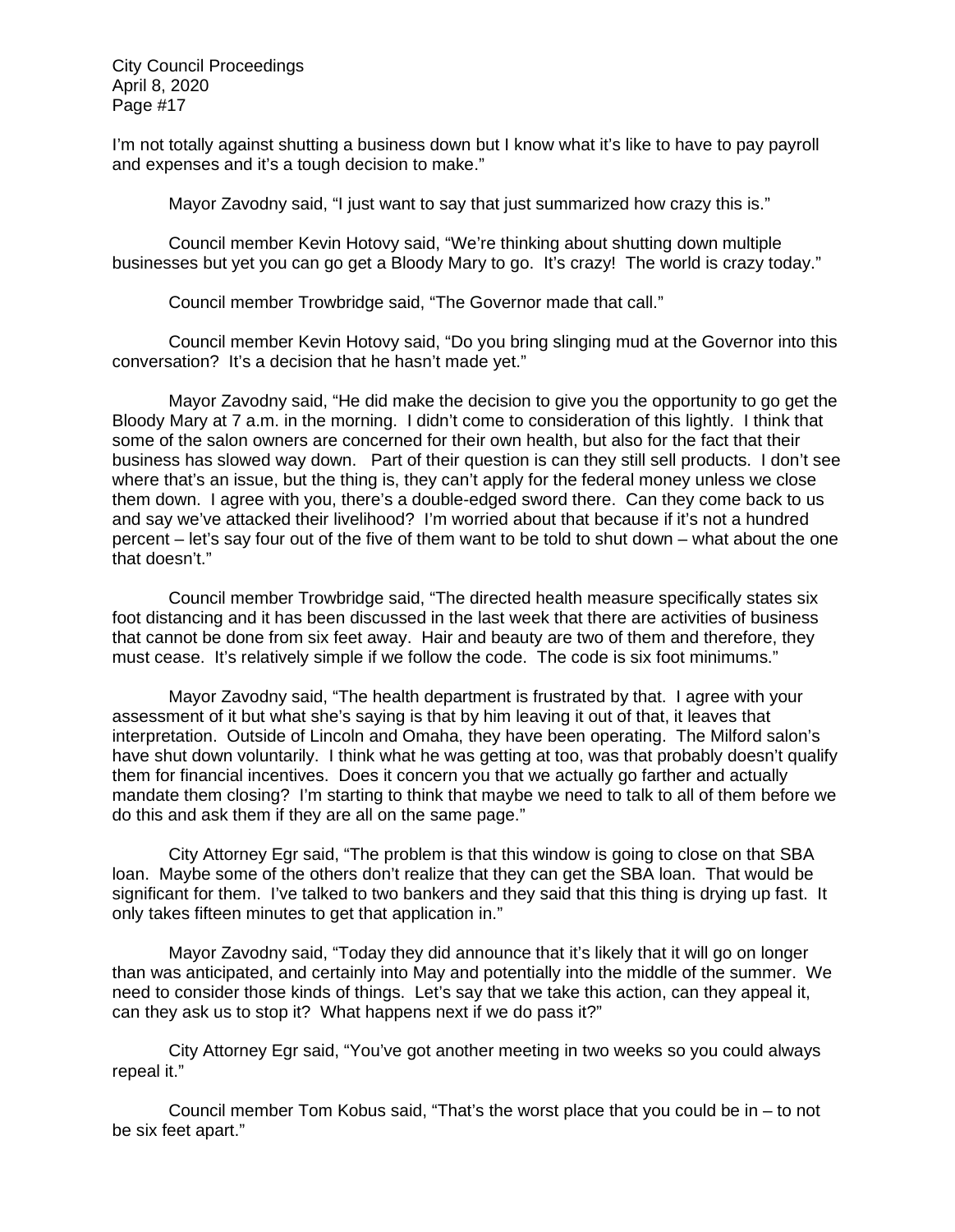I'm not totally against shutting a business down but I know what it's like to have to pay payroll and expenses and it's a tough decision to make."

Mayor Zavodny said, "I just want to say that just summarized how crazy this is."

Council member Kevin Hotovy said, "We're thinking about shutting down multiple businesses but yet you can go get a Bloody Mary to go. It's crazy! The world is crazy today."

Council member Trowbridge said, "The Governor made that call."

Council member Kevin Hotovy said, "Do you bring slinging mud at the Governor into this conversation? It's a decision that he hasn't made yet."

Mayor Zavodny said, "He did make the decision to give you the opportunity to go get the Bloody Mary at 7 a.m. in the morning. I didn't come to consideration of this lightly. I think that some of the salon owners are concerned for their own health, but also for the fact that their business has slowed way down. Part of their question is can they still sell products. I don't see where that's an issue, but the thing is, they can't apply for the federal money unless we close them down. I agree with you, there's a double-edged sword there. Can they come back to us and say we've attacked their livelihood? I'm worried about that because if it's not a hundred percent – let's say four out of the five of them want to be told to shut down – what about the one that doesn't."

Council member Trowbridge said, "The directed health measure specifically states six foot distancing and it has been discussed in the last week that there are activities of business that cannot be done from six feet away. Hair and beauty are two of them and therefore, they must cease. It's relatively simple if we follow the code. The code is six foot minimums."

Mayor Zavodny said, "The health department is frustrated by that. I agree with your assessment of it but what she's saying is that by him leaving it out of that, it leaves that interpretation. Outside of Lincoln and Omaha, they have been operating. The Milford salon's have shut down voluntarily. I think what he was getting at too, was that probably doesn't qualify them for financial incentives. Does it concern you that we actually go farther and actually mandate them closing? I'm starting to think that maybe we need to talk to all of them before we do this and ask them if they are all on the same page."

City Attorney Egr said, "The problem is that this window is going to close on that SBA loan. Maybe some of the others don't realize that they can get the SBA loan. That would be significant for them. I've talked to two bankers and they said that this thing is drying up fast. It only takes fifteen minutes to get that application in."

Mayor Zavodny said, "Today they did announce that it's likely that it will go on longer than was anticipated, and certainly into May and potentially into the middle of the summer. We need to consider those kinds of things. Let's say that we take this action, can they appeal it, can they ask us to stop it? What happens next if we do pass it?"

City Attorney Egr said, "You've got another meeting in two weeks so you could always repeal it."

Council member Tom Kobus said, "That's the worst place that you could be in – to not be six feet apart."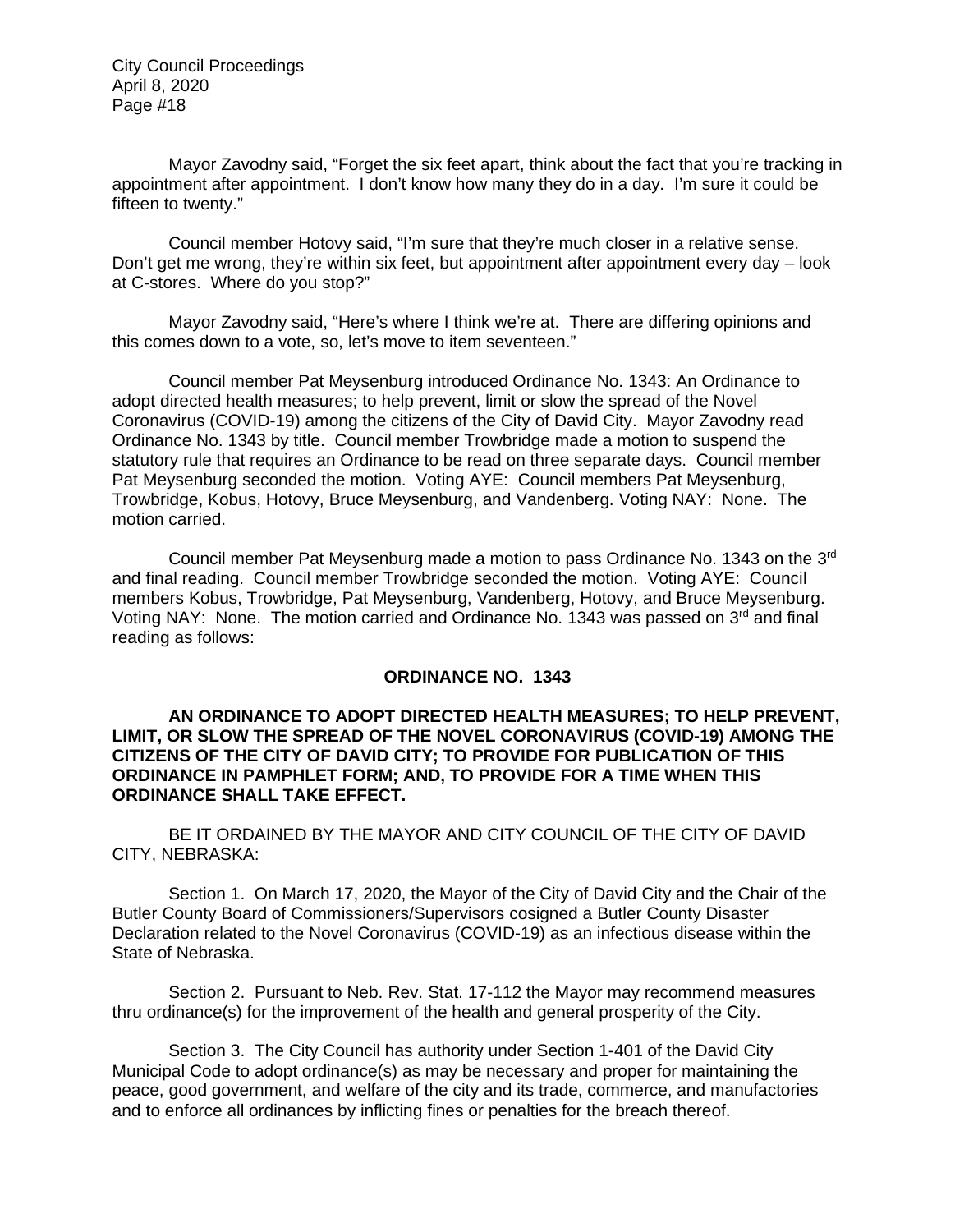Mayor Zavodny said, "Forget the six feet apart, think about the fact that you're tracking in appointment after appointment. I don't know how many they do in a day. I'm sure it could be fifteen to twenty."

Council member Hotovy said, "I'm sure that they're much closer in a relative sense. Don't get me wrong, they're within six feet, but appointment after appointment every day – look at C-stores. Where do you stop?"

Mayor Zavodny said, "Here's where I think we're at. There are differing opinions and this comes down to a vote, so, let's move to item seventeen."

Council member Pat Meysenburg introduced Ordinance No. 1343: An Ordinance to adopt directed health measures; to help prevent, limit or slow the spread of the Novel Coronavirus (COVID-19) among the citizens of the City of David City. Mayor Zavodny read Ordinance No. 1343 by title. Council member Trowbridge made a motion to suspend the statutory rule that requires an Ordinance to be read on three separate days. Council member Pat Meysenburg seconded the motion. Voting AYE: Council members Pat Meysenburg, Trowbridge, Kobus, Hotovy, Bruce Meysenburg, and Vandenberg. Voting NAY: None. The motion carried.

Council member Pat Meysenburg made a motion to pass Ordinance No. 1343 on the 3rd and final reading. Council member Trowbridge seconded the motion. Voting AYE: Council members Kobus, Trowbridge, Pat Meysenburg, Vandenberg, Hotovy, and Bruce Meysenburg. Voting NAY: None. The motion carried and Ordinance No. 1343 was passed on 3rd and final reading as follows:

**ORDINANCE NO. 1343**

**AN ORDINANCE TO ADOPT DIRECTED HEALTH MEASURES; TO HELP PREVENT, LIMIT, OR SLOW THE SPREAD OF THE NOVEL CORONAVIRUS (COVID-19) AMONG THE CITIZENS OF THE CITY OF DAVID CITY; TO PROVIDE FOR PUBLICATION OF THIS ORDINANCE IN PAMPHLET FORM; AND, TO PROVIDE FOR A TIME WHEN THIS ORDINANCE SHALL TAKE EFFECT.**

BE IT ORDAINED BY THE MAYOR AND CITY COUNCIL OF THE CITY OF DAVID CITY, NEBRASKA:

Section 1. On March 17, 2020, the Mayor of the City of David City and the Chair of the Butler County Board of Commissioners/Supervisors cosigned a Butler County Disaster Declaration related to the Novel Coronavirus (COVID-19) as an infectious disease within the State of Nebraska.

Section 2. Pursuant to Neb. Rev. Stat. 17-112 the Mayor may recommend measures thru ordinance(s) for the improvement of the health and general prosperity of the City.

Section 3. The City Council has authority under Section 1-401 of the David City Municipal Code to adopt ordinance(s) as may be necessary and proper for maintaining the peace, good government, and welfare of the city and its trade, commerce, and manufactories and to enforce all ordinances by inflicting fines or penalties for the breach thereof.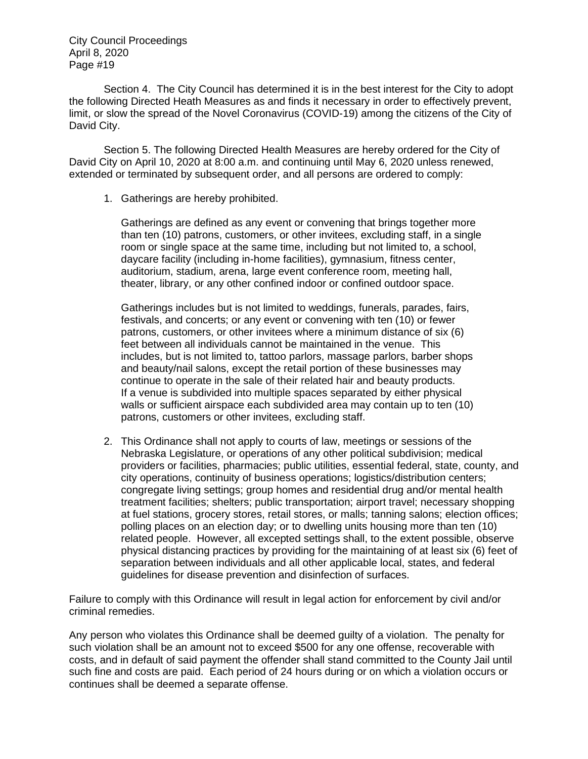Section 4. The City Council has determined it is in the best interest for the City to adopt the following Directed Heath Measures as and finds it necessary in order to effectively prevent, limit, or slow the spread of the Novel Coronavirus (COVID-19) among the citizens of the City of David City.

Section 5. The following Directed Health Measures are hereby ordered for the City of David City on April 10, 2020 at 8:00 a.m. and continuing until May 6, 2020 unless renewed, extended or terminated by subsequent order, and all persons are ordered to comply:

1. Gatherings are hereby prohibited.

   Gatherings are defined as any event or convening that brings together more than ten (10) patrons, customers, or other invitees, excluding staff, in a single room or single space at the same time, including but not limited to, a school, daycare facility (including in-home facilities), gymnasium, fitness center, auditorium, stadium, arena, large event conference room, meeting hall, theater, library, or any other confined indoor or confined outdoor space.

   Gatherings includes but is not limited to weddings, funerals, parades, fairs, festivals, and concerts; or any event or convening with ten (10) or fewer patrons, customers, or other invitees where a minimum distance of six (6) feet between all individuals cannot be maintained in the venue. This includes, but is not limited to, tattoo parlors, massage parlors, barber shops and beauty/nail salons, except the retail portion of these businesses may continue to operate in the sale of their related hair and beauty products. If a venue is subdivided into multiple spaces separated by either physical walls or sufficient airspace each subdivided area may contain up to ten (10) patrons, customers or other invitees, excluding staff.

2. This Ordinance shall not apply to courts of law, meetings or sessions of the Nebraska Legislature, or operations of any other political subdivision; medical providers or facilities, pharmacies; public utilities, essential federal, state, county, and city operations, continuity of business operations; logistics/distribution centers; congregate living settings; group homes and residential drug and/or mental health treatment facilities; shelters; public transportation; airport travel; necessary shopping at fuel stations, grocery stores, retail stores, or malls; tanning salons; election offices; polling places on an election day; or to dwelling units housing more than ten (10) related people. However, all excepted settings shall, to the extent possible, observe physical distancing practices by providing for the maintaining of at least six (6) feet of separation between individuals and all other applicable local, states, and federal guidelines for disease prevention and disinfection of surfaces.

Failure to comply with this Ordinance will result in legal action for enforcement by civil and/or criminal remedies.

Any person who violates this Ordinance shall be deemed guilty of a violation. The penalty for such violation shall be an amount not to exceed $500 for any one offense, recoverable with costs, and in default of said payment the offender shall stand committed to the County Jail until such fine and costs are paid. Each period of 24 hours during or on which a violation occurs or continues shall be deemed a separate offense.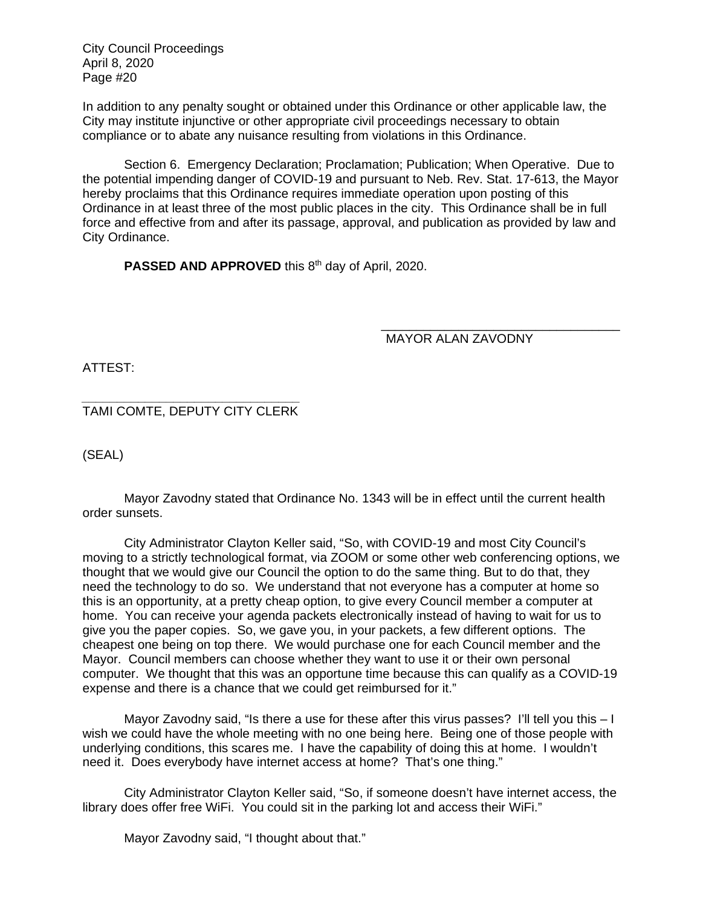In addition to any penalty sought or obtained under this Ordinance or other applicable law, the City may institute injunctive or other appropriate civil proceedings necessary to obtain compliance or to abate any nuisance resulting from violations in this Ordinance.

Section 6. Emergency Declaration; Proclamation; Publication; When Operative. Due to the potential impending danger of COVID-19 and pursuant to Neb. Rev. Stat. 17-613, the Mayor hereby proclaims that this Ordinance requires immediate operation upon posting of this Ordinance in at least three of the most public places in the city. This Ordinance shall be in full force and effective from and after its passage, approval, and publication as provided by law and City Ordinance.

**PASSED AND APPROVED** this 8th day of April, 2020.

\_\_\_\_\_\_\_\_\_\_\_\_\_\_\_\_\_\_\_\_\_\_\_\_\_\_\_\_\_\_\_\_\_\_
MAYOR ALAN ZAVODNY

ATTEST:

\_\_\_\_\_\_\_\_\_\_\_\_\_\_\_\_\_\_\_\_\_\_\_\_\_\_\_\_\_\_\_\_\_\_
TAMI COMTE, DEPUTY CITY CLERK

(SEAL)

Mayor Zavodny stated that Ordinance No. 1343 will be in effect until the current health order sunsets.

City Administrator Clayton Keller said, "So, with COVID-19 and most City Council's moving to a strictly technological format, via ZOOM or some other web conferencing options, we thought that we would give our Council the option to do the same thing. But to do that, they need the technology to do so. We understand that not everyone has a computer at home so this is an opportunity, at a pretty cheap option, to give every Council member a computer at home. You can receive your agenda packets electronically instead of having to wait for us to give you the paper copies. So, we gave you, in your packets, a few different options. The cheapest one being on top there. We would purchase one for each Council member and the Mayor. Council members can choose whether they want to use it or their own personal computer. We thought that this was an opportune time because this can qualify as a COVID-19 expense and there is a chance that we could get reimbursed for it."

Mayor Zavodny said, "Is there a use for these after this virus passes? I'll tell you this – I wish we could have the whole meeting with no one being here. Being one of those people with underlying conditions, this scares me. I have the capability of doing this at home. I wouldn't need it. Does everybody have internet access at home? That's one thing."

City Administrator Clayton Keller said, "So, if someone doesn't have internet access, the library does offer free WiFi. You could sit in the parking lot and access their WiFi."

Mayor Zavodny said, "I thought about that."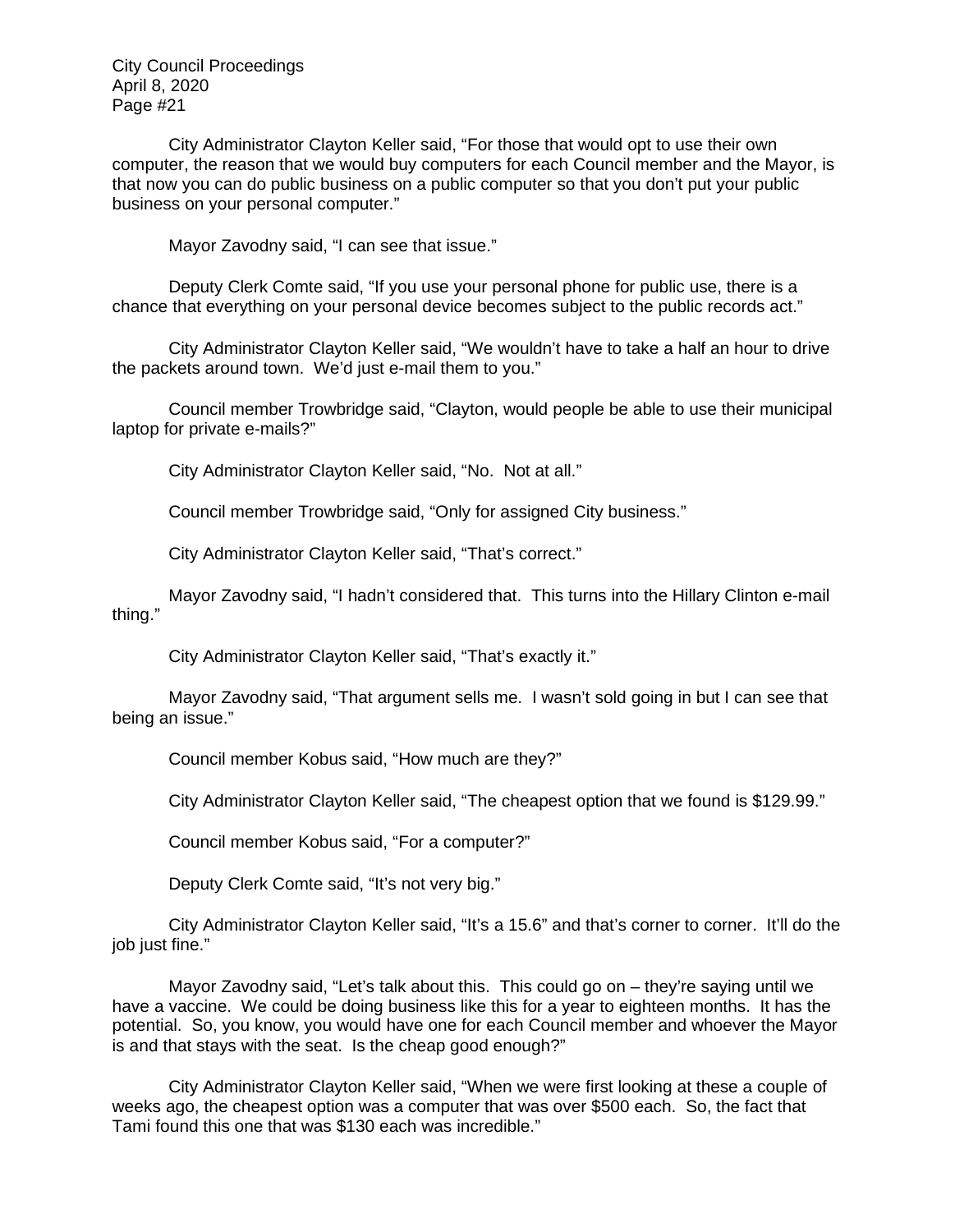City Administrator Clayton Keller said, "For those that would opt to use their own computer, the reason that we would buy computers for each Council member and the Mayor, is that now you can do public business on a public computer so that you don't put your public business on your personal computer."

Mayor Zavodny said, "I can see that issue."

Deputy Clerk Comte said, "If you use your personal phone for public use, there is a chance that everything on your personal device becomes subject to the public records act."

City Administrator Clayton Keller said, "We wouldn't have to take a half an hour to drive the packets around town. We'd just e-mail them to you."

Council member Trowbridge said, "Clayton, would people be able to use their municipal laptop for private e-mails?"

City Administrator Clayton Keller said, "No. Not at all."

Council member Trowbridge said, "Only for assigned City business."

City Administrator Clayton Keller said, "That's correct."

Mayor Zavodny said, "I hadn't considered that. This turns into the Hillary Clinton e-mail thing."

City Administrator Clayton Keller said, "That's exactly it."

Mayor Zavodny said, "That argument sells me. I wasn't sold going in but I can see that being an issue."

Council member Kobus said, "How much are they?"

City Administrator Clayton Keller said, "The cheapest option that we found is $129.99."

Council member Kobus said, "For a computer?"

Deputy Clerk Comte said, "It's not very big."

City Administrator Clayton Keller said, "It's a 15.6" and that's corner to corner. It'll do the job just fine."

Mayor Zavodny said, "Let's talk about this. This could go on – they're saying until we have a vaccine. We could be doing business like this for a year to eighteen months. It has the potential. So, you know, you would have one for each Council member and whoever the Mayor is and that stays with the seat. Is the cheap good enough?"

City Administrator Clayton Keller said, "When we were first looking at these a couple of weeks ago, the cheapest option was a computer that was over $500 each. So, the fact that Tami found this one that was $130 each was incredible."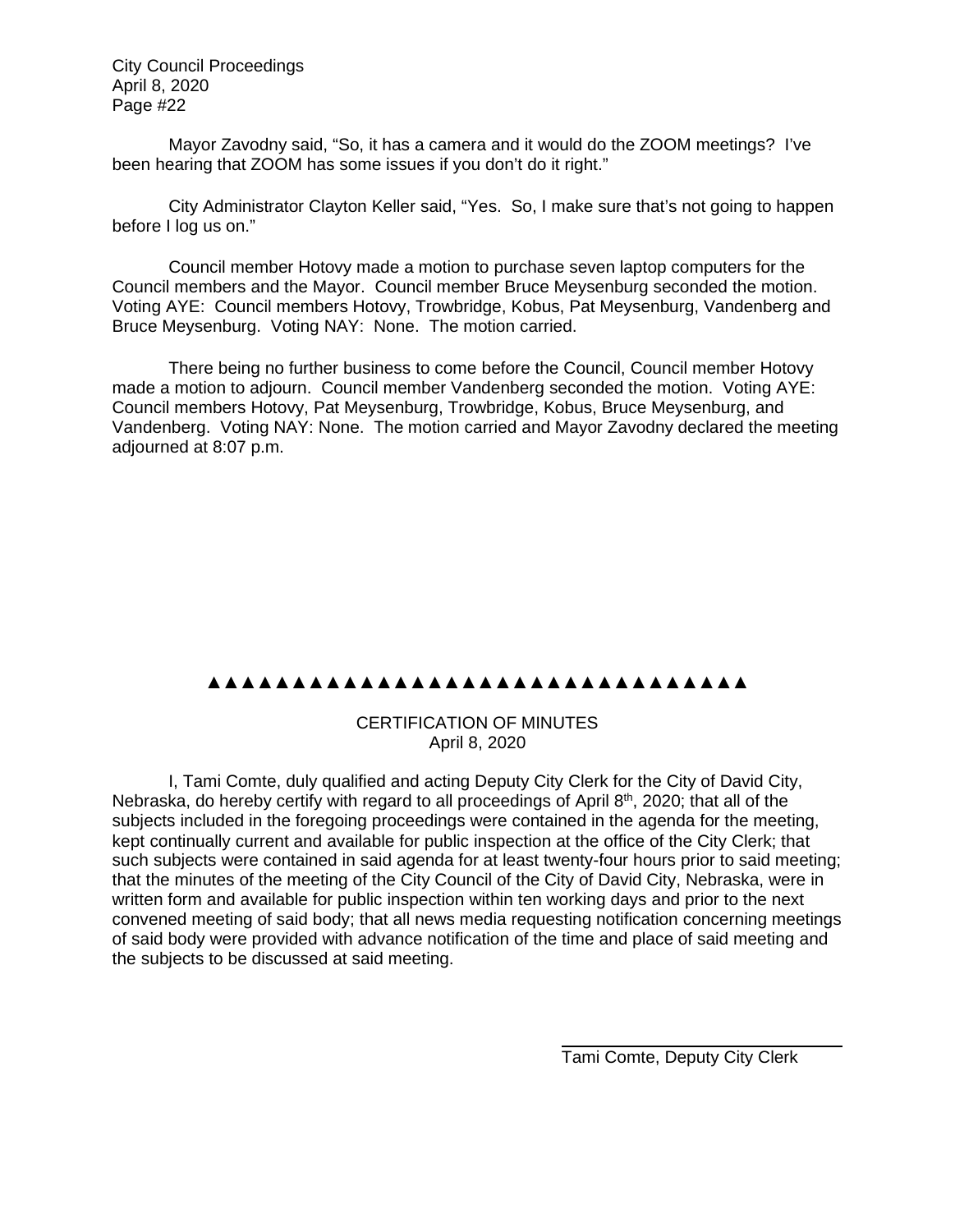Mayor Zavodny said, "So, it has a camera and it would do the ZOOM meetings? I've been hearing that ZOOM has some issues if you don't do it right."

City Administrator Clayton Keller said, "Yes. So, I make sure that's not going to happen before I log us on."

Council member Hotovy made a motion to purchase seven laptop computers for the Council members and the Mayor. Council member Bruce Meysenburg seconded the motion. Voting AYE: Council members Hotovy, Trowbridge, Kobus, Pat Meysenburg, Vandenberg and Bruce Meysenburg. Voting NAY: None. The motion carried.

There being no further business to come before the Council, Council member Hotovy made a motion to adjourn. Council member Vandenberg seconded the motion. Voting AYE: Council members Hotovy, Pat Meysenburg, Trowbridge, Kobus, Bruce Meysenburg, and Vandenberg. Voting NAY: None. The motion carried and Mayor Zavodny declared the meeting adjourned at 8:07 p.m.

▲▲▲▲▲▲▲▲▲▲▲▲▲▲▲▲▲▲▲▲▲▲▲▲▲▲▲▲▲▲▲▲

## CERTIFICATION OF MINUTES
April 8, 2020

I, Tami Comte, duly qualified and acting Deputy City Clerk for the City of David City, Nebraska, do hereby certify with regard to all proceedings of April 8th, 2020; that all of the subjects included in the foregoing proceedings were contained in the agenda for the meeting, kept continually current and available for public inspection at the office of the City Clerk; that such subjects were contained in said agenda for at least twenty-four hours prior to said meeting; that the minutes of the meeting of the City Council of the City of David City, Nebraska, were in written form and available for public inspection within ten working days and prior to the next convened meeting of said body; that all news media requesting notification concerning meetings of said body were provided with advance notification of the time and place of said meeting and the subjects to be discussed at said meeting.

Tami Comte, Deputy City Clerk